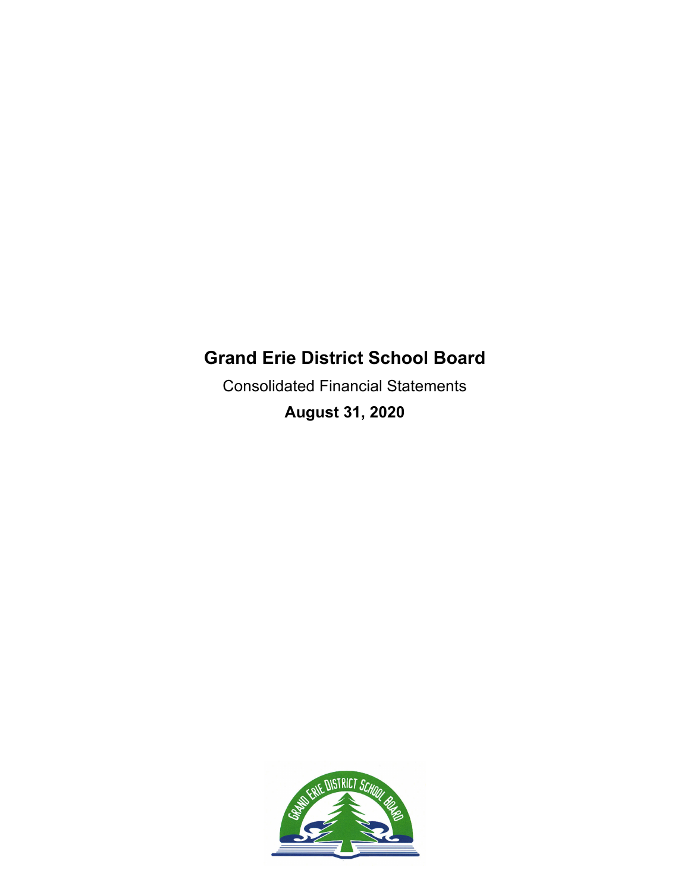# Grand Erie District School Board

Consolidated Financial Statements

**August 31, 2020**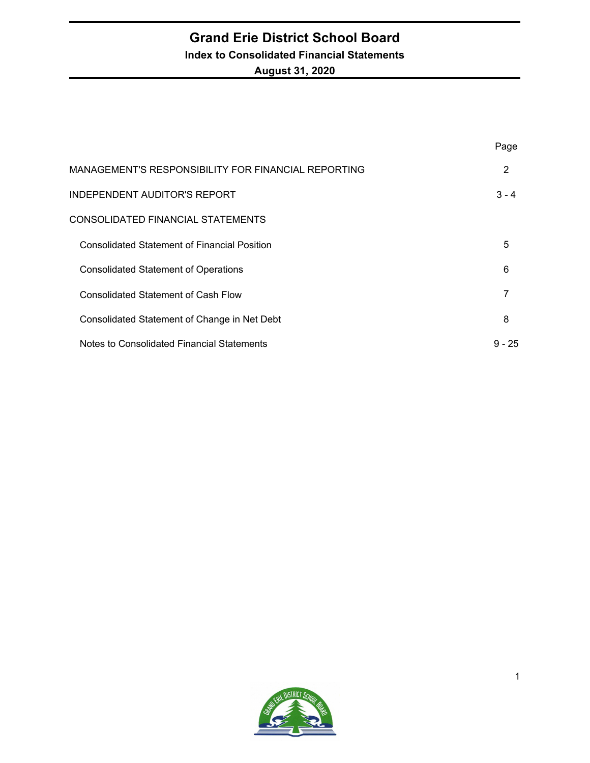# Grand Erie District School Board

## Index to Consolidated Financial Statements

## August 31, 2020

| | Page |
|---|---|
| MANAGEMENT'S RESPONSIBILITY FOR FINANCIAL REPORTING | 2 |
| INDEPENDENT AUDITOR'S REPORT | 3 - 4 |
| CONSOLIDATED FINANCIAL STATEMENTS | |
| Consolidated Statement of Financial Position | 5 |
| Consolidated Statement of Operations | 6 |
| Consolidated Statement of Cash Flow | 7 |
| Consolidated Statement of Change in Net Debt | 8 |
| Notes to Consolidated Financial Statements | 9 - 25 |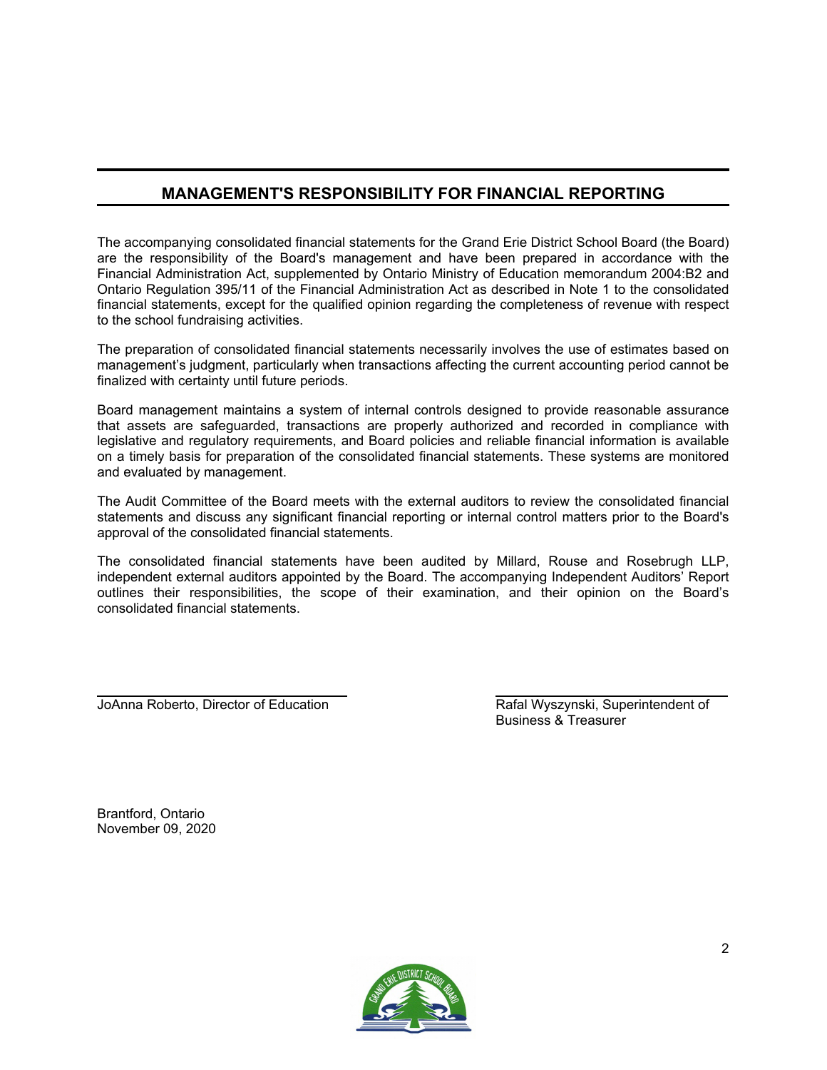## MANAGEMENT'S RESPONSIBILITY FOR FINANCIAL REPORTING

The accompanying consolidated financial statements for the Grand Erie District School Board (the Board) are the responsibility of the Board's management and have been prepared in accordance with the Financial Administration Act, supplemented by Ontario Ministry of Education memorandum 2004:B2 and Ontario Regulation 395/11 of the Financial Administration Act as described in Note 1 to the consolidated financial statements, except for the qualified opinion regarding the completeness of revenue with respect to the school fundraising activities.

The preparation of consolidated financial statements necessarily involves the use of estimates based on management's judgment, particularly when transactions affecting the current accounting period cannot be finalized with certainty until future periods.

Board management maintains a system of internal controls designed to provide reasonable assurance that assets are safeguarded, transactions are properly authorized and recorded in compliance with legislative and regulatory requirements, and Board policies and reliable financial information is available on a timely basis for preparation of the consolidated financial statements. These systems are monitored and evaluated by management.

The Audit Committee of the Board meets with the external auditors to review the consolidated financial statements and discuss any significant financial reporting or internal control matters prior to the Board's approval of the consolidated financial statements.

The consolidated financial statements have been audited by Millard, Rouse and Rosebrugh LLP, independent external auditors appointed by the Board. The accompanying Independent Auditors' Report outlines their responsibilities, the scope of their examination, and their opinion on the Board's consolidated financial statements.

JoAnna Roberto, Director of Education

Rafal Wyszynski, Superintendent of Business & Treasurer

Brantford, Ontario
November 09, 2020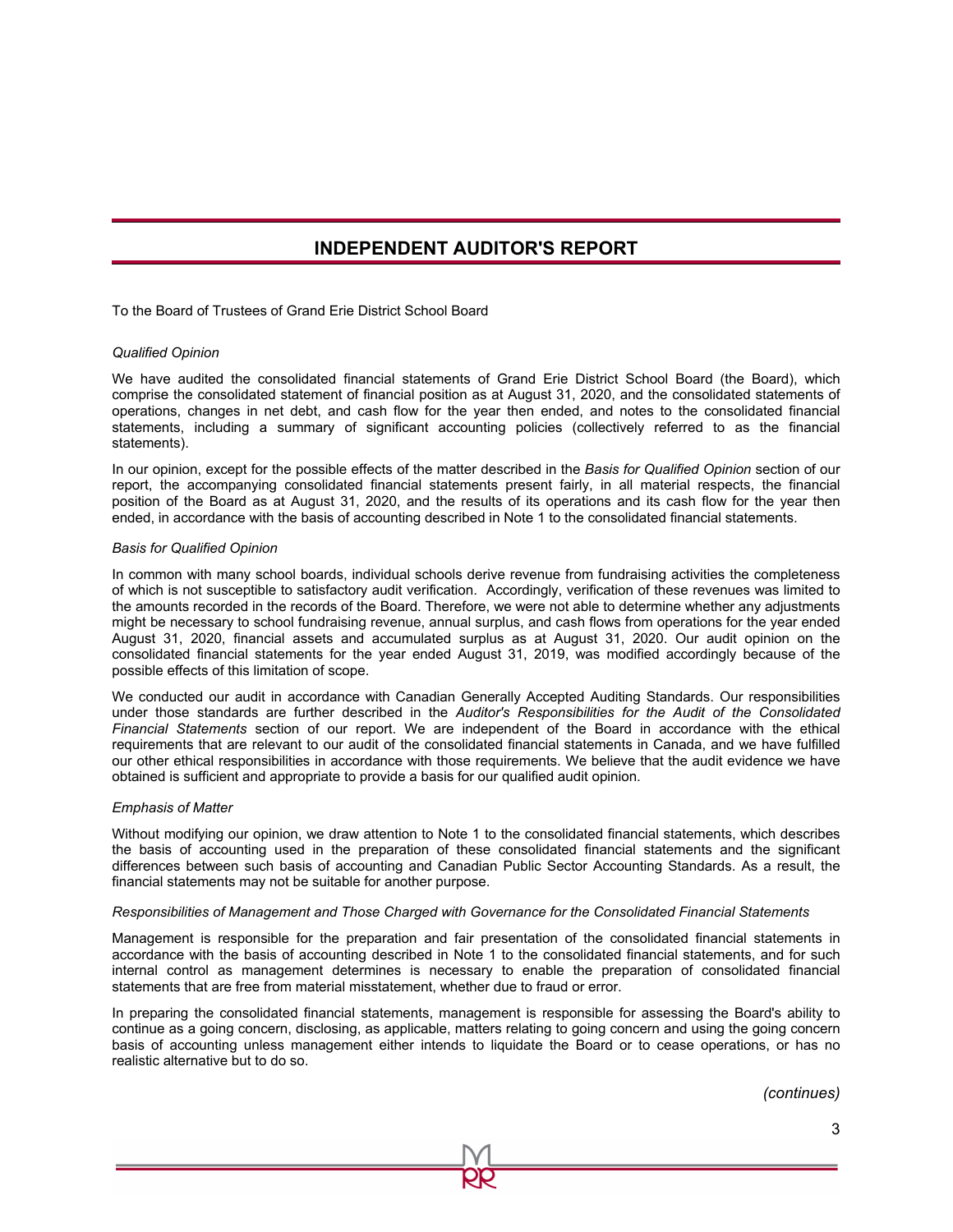# INDEPENDENT AUDITOR'S REPORT

To the Board of Trustees of Grand Erie District School Board

*Qualified Opinion*

We have audited the consolidated financial statements of Grand Erie District School Board (the Board), which comprise the consolidated statement of financial position as at August 31, 2020, and the consolidated statements of operations, changes in net debt, and cash flow for the year then ended, and notes to the consolidated financial statements, including a summary of significant accounting policies (collectively referred to as the financial statements).

In our opinion, except for the possible effects of the matter described in the *Basis for Qualified Opinion* section of our report, the accompanying consolidated financial statements present fairly, in all material respects, the financial position of the Board as at August 31, 2020, and the results of its operations and its cash flow for the year then ended, in accordance with the basis of accounting described in Note 1 to the consolidated financial statements.

*Basis for Qualified Opinion*

In common with many school boards, individual schools derive revenue from fundraising activities the completeness of which is not susceptible to satisfactory audit verification. Accordingly, verification of these revenues was limited to the amounts recorded in the records of the Board. Therefore, we were not able to determine whether any adjustments might be necessary to school fundraising revenue, annual surplus, and cash flows from operations for the year ended August 31, 2020, financial assets and accumulated surplus as at August 31, 2020. Our audit opinion on the consolidated financial statements for the year ended August 31, 2019, was modified accordingly because of the possible effects of this limitation of scope.

We conducted our audit in accordance with Canadian Generally Accepted Auditing Standards. Our responsibilities under those standards are further described in the *Auditor's Responsibilities for the Audit of the Consolidated Financial Statements* section of our report. We are independent of the Board in accordance with the ethical requirements that are relevant to our audit of the consolidated financial statements in Canada, and we have fulfilled our other ethical responsibilities in accordance with those requirements. We believe that the audit evidence we have obtained is sufficient and appropriate to provide a basis for our qualified audit opinion.

*Emphasis of Matter*

Without modifying our opinion, we draw attention to Note 1 to the consolidated financial statements, which describes the basis of accounting used in the preparation of these consolidated financial statements and the significant differences between such basis of accounting and Canadian Public Sector Accounting Standards. As a result, the financial statements may not be suitable for another purpose.

*Responsibilities of Management and Those Charged with Governance for the Consolidated Financial Statements*

Management is responsible for the preparation and fair presentation of the consolidated financial statements in accordance with the basis of accounting described in Note 1 to the consolidated financial statements, and for such internal control as management determines is necessary to enable the preparation of consolidated financial statements that are free from material misstatement, whether due to fraud or error.

In preparing the consolidated financial statements, management is responsible for assessing the Board's ability to continue as a going concern, disclosing, as applicable, matters relating to going concern and using the going concern basis of accounting unless management either intends to liquidate the Board or to cease operations, or has no realistic alternative but to do so.

*(continues)*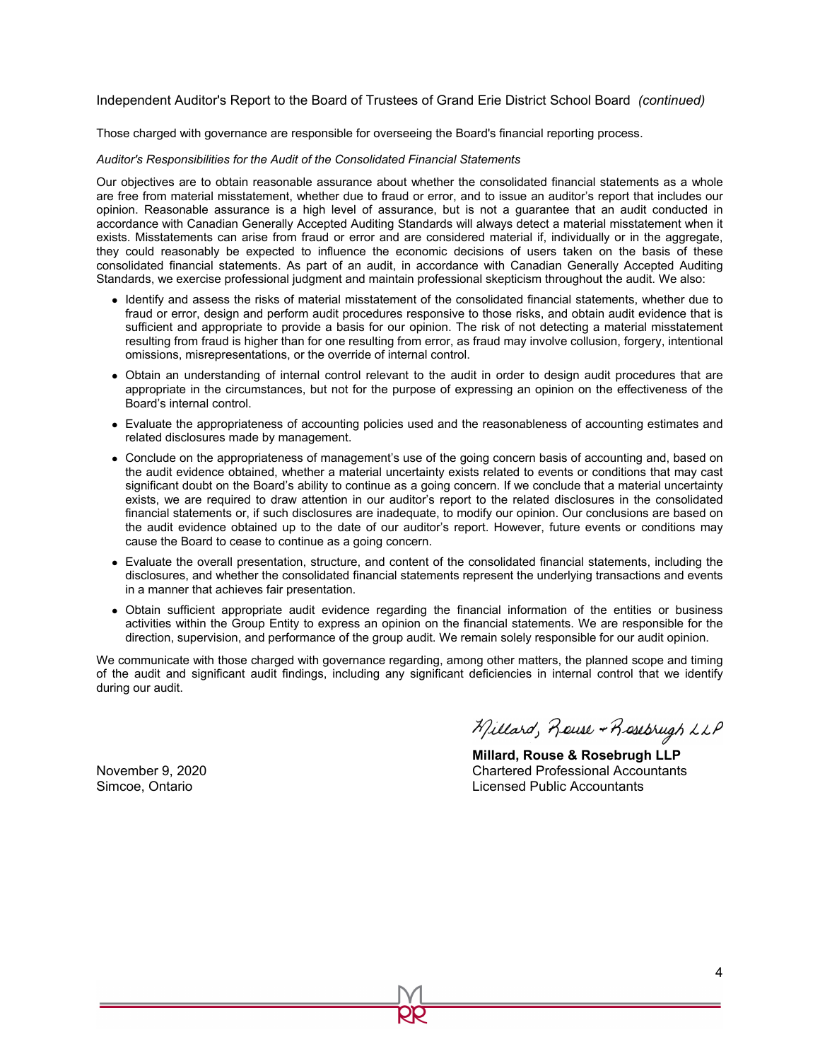Independent Auditor's Report to the Board of Trustees of Grand Erie District School Board *(continued)*

Those charged with governance are responsible for overseeing the Board's financial reporting process.

*Auditor's Responsibilities for the Audit of the Consolidated Financial Statements*

Our objectives are to obtain reasonable assurance about whether the consolidated financial statements as a whole are free from material misstatement, whether due to fraud or error, and to issue an auditor's report that includes our opinion. Reasonable assurance is a high level of assurance, but is not a guarantee that an audit conducted in accordance with Canadian Generally Accepted Auditing Standards will always detect a material misstatement when it exists. Misstatements can arise from fraud or error and are considered material if, individually or in the aggregate, they could reasonably be expected to influence the economic decisions of users taken on the basis of these consolidated financial statements. As part of an audit, in accordance with Canadian Generally Accepted Auditing Standards, we exercise professional judgment and maintain professional skepticism throughout the audit. We also:

- Identify and assess the risks of material misstatement of the consolidated financial statements, whether due to fraud or error, design and perform audit procedures responsive to those risks, and obtain audit evidence that is sufficient and appropriate to provide a basis for our opinion. The risk of not detecting a material misstatement resulting from fraud is higher than for one resulting from error, as fraud may involve collusion, forgery, intentional omissions, misrepresentations, or the override of internal control.
- Obtain an understanding of internal control relevant to the audit in order to design audit procedures that are appropriate in the circumstances, but not for the purpose of expressing an opinion on the effectiveness of the Board's internal control.
- Evaluate the appropriateness of accounting policies used and the reasonableness of accounting estimates and related disclosures made by management.
- Conclude on the appropriateness of management's use of the going concern basis of accounting and, based on the audit evidence obtained, whether a material uncertainty exists related to events or conditions that may cast significant doubt on the Board's ability to continue as a going concern. If we conclude that a material uncertainty exists, we are required to draw attention in our auditor's report to the related disclosures in the consolidated financial statements or, if such disclosures are inadequate, to modify our opinion. Our conclusions are based on the audit evidence obtained up to the date of our auditor's report. However, future events or conditions may cause the Board to cease to continue as a going concern.
- Evaluate the overall presentation, structure, and content of the consolidated financial statements, including the disclosures, and whether the consolidated financial statements represent the underlying transactions and events in a manner that achieves fair presentation.
- Obtain sufficient appropriate audit evidence regarding the financial information of the entities or business activities within the Group Entity to express an opinion on the financial statements. We are responsible for the direction, supervision, and performance of the group audit. We remain solely responsible for our audit opinion.

We communicate with those charged with governance regarding, among other matters, the planned scope and timing of the audit and significant audit findings, including any significant deficiencies in internal control that we identify during our audit.

Millard, Rouse & Rosebrugh LLP

**Millard, Rouse & Rosebrugh LLP**
Chartered Professional Accountants
Licensed Public Accountants

November 9, 2020
Simcoe, Ontario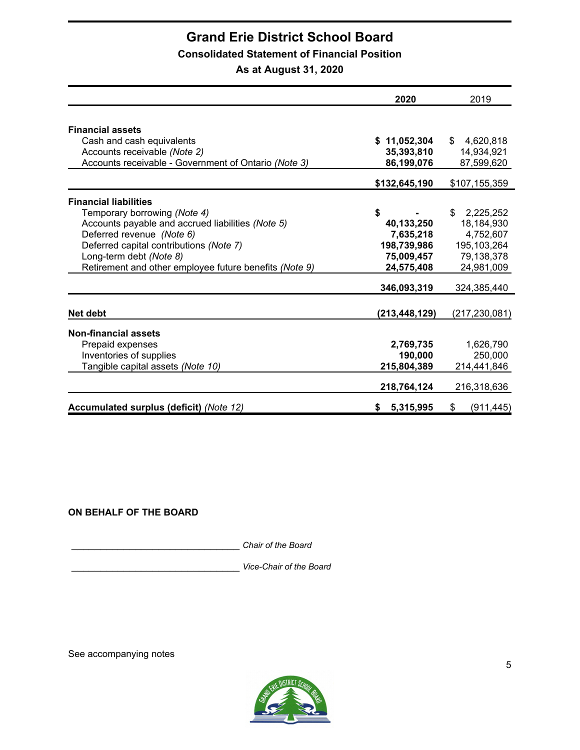# Grand Erie District School Board

## Consolidated Statement of Financial Position

### As at August 31, 2020

| | **2020** | 2019 |
|---|---|---|
| **Financial assets** | | |
| Cash and cash equivalents | **$ 11,052,304** | $ 4,620,818 |
| Accounts receivable *(Note 2)* | **35,393,810** | 14,934,921 |
| Accounts receivable - Government of Ontario *(Note 3)* | **86,199,076** | 87,599,620 |
| | **$132,645,190** | $107,155,359 |
| **Financial liabilities** | | |
| Temporary borrowing *(Note 4)* | **$ -** | $ 2,225,252 |
| Accounts payable and accrued liabilities *(Note 5)* | **40,133,250** | 18,184,930 |
| Deferred revenue *(Note 6)* | **7,635,218** | 4,752,607 |
| Deferred capital contributions *(Note 7)* | **198,739,986** | 195,103,264 |
| Long-term debt *(Note 8)* | **75,009,457** | 79,138,378 |
| Retirement and other employee future benefits *(Note 9)* | **24,575,408** | 24,981,009 |
| | **346,093,319** | 324,385,440 |
| **Net debt** | **(213,448,129)** | (217,230,081) |
| **Non-financial assets** | | |
| Prepaid expenses | **2,769,735** | 1,626,790 |
| Inventories of supplies | **190,000** | 250,000 |
| Tangible capital assets *(Note 10)* | **215,804,389** | 214,441,846 |
| | **218,764,124** | 216,318,636 |
| **Accumulated surplus (deficit)** *(Note 12)* | **$ 5,315,995** | $ (911,445) |

**ON BEHALF OF THE BOARD**

_________________________________ *Chair of the Board*

_________________________________ *Vice-Chair of the Board*

See accompanying notes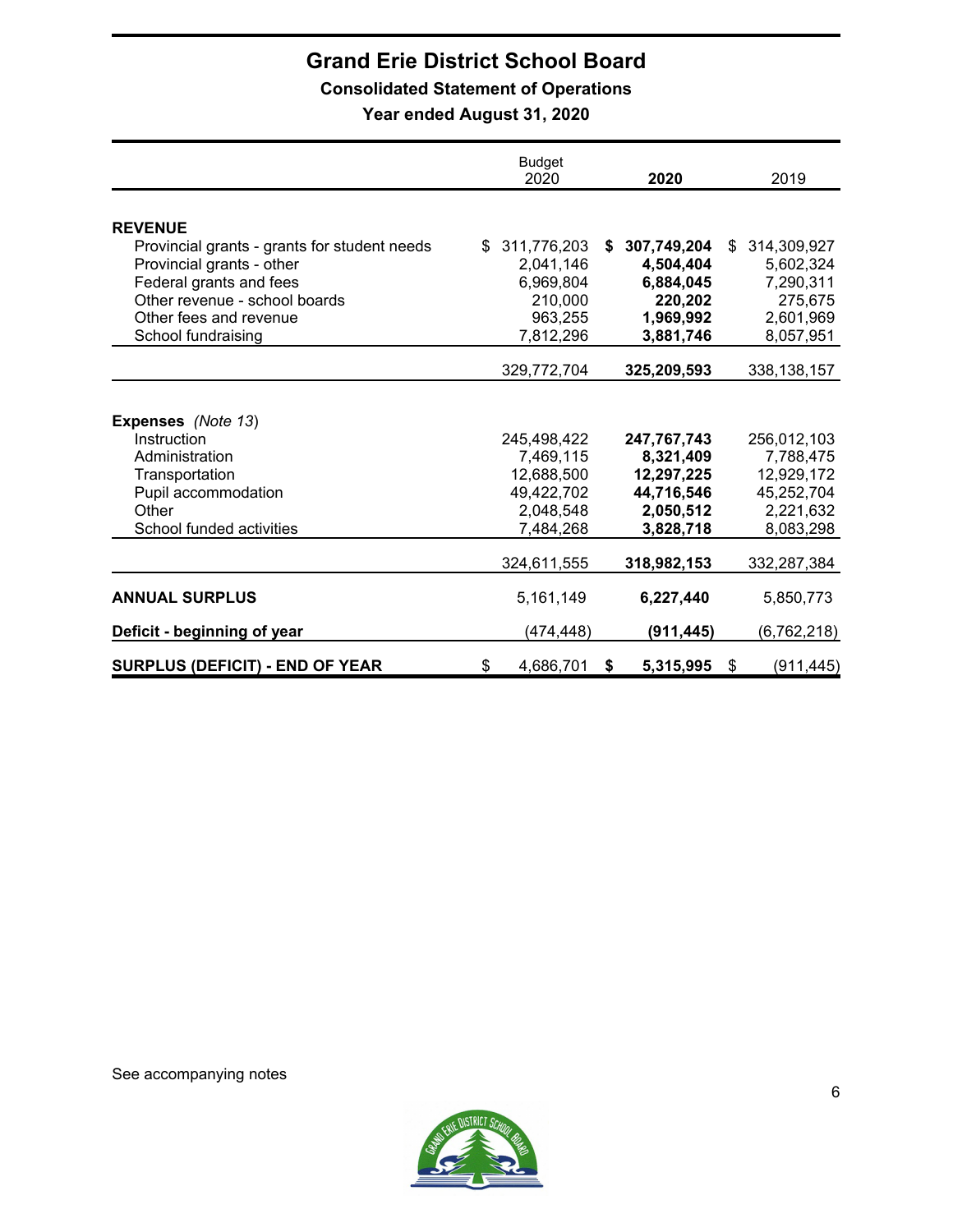# Grand Erie District School Board

## Consolidated Statement of Operations

### Year ended August 31, 2020

| | Budget 2020 | **2020** | 2019 |
|---|---|---|---|
| **REVENUE** | | | |
| Provincial grants - grants for student needs | $ 311,776,203 | **$ 307,749,204** | $ 314,309,927 |
| Provincial grants - other | 2,041,146 | **4,504,404** | 5,602,324 |
| Federal grants and fees | 6,969,804 | **6,884,045** | 7,290,311 |
| Other revenue - school boards | 210,000 | **220,202** | 275,675 |
| Other fees and revenue | 963,255 | **1,969,992** | 2,601,969 |
| School fundraising | 7,812,296 | **3,881,746** | 8,057,951 |
| | 329,772,704 | **325,209,593** | 338,138,157 |
| **Expenses** *(Note 13)* | | | |
| Instruction | 245,498,422 | **247,767,743** | 256,012,103 |
| Administration | 7,469,115 | **8,321,409** | 7,788,475 |
| Transportation | 12,688,500 | **12,297,225** | 12,929,172 |
| Pupil accommodation | 49,422,702 | **44,716,546** | 45,252,704 |
| Other | 2,048,548 | **2,050,512** | 2,221,632 |
| School funded activities | 7,484,268 | **3,828,718** | 8,083,298 |
| | 324,611,555 | **318,982,153** | 332,287,384 |
| **ANNUAL SURPLUS** | 5,161,149 | **6,227,440** | 5,850,773 |
| **Deficit - beginning of year** | (474,448) | **(911,445)** | (6,762,218) |
| **SURPLUS (DEFICIT) - END OF YEAR** | $ 4,686,701 | **$ 5,315,995** | $ (911,445) |

See accompanying notes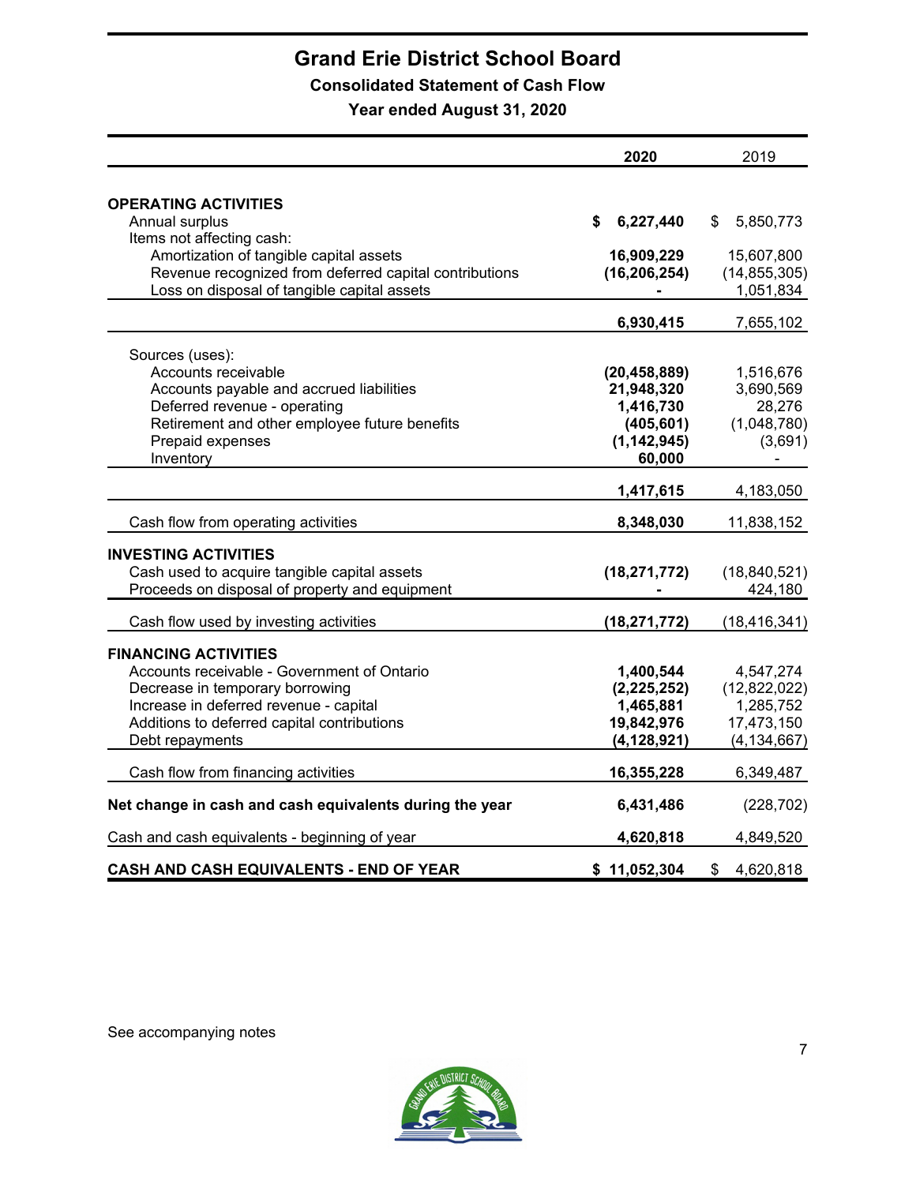# Grand Erie District School Board

## Consolidated Statement of Cash Flow

### Year ended August 31, 2020

| | 2020 | 2019 |
|---|---|---|
| **OPERATING ACTIVITIES** | | |
| Annual surplus | $ 6,227,440 | $ 5,850,773 |
| Items not affecting cash: | | |
| Amortization of tangible capital assets | 16,909,229 | 15,607,800 |
| Revenue recognized from deferred capital contributions | (16,206,254) | (14,855,305) |
| Loss on disposal of tangible capital assets | - | 1,051,834 |
| | 6,930,415 | 7,655,102 |
| Sources (uses): | | |
| Accounts receivable | (20,458,889) | 1,516,676 |
| Accounts payable and accrued liabilities | 21,948,320 | 3,690,569 |
| Deferred revenue - operating | 1,416,730 | 28,276 |
| Retirement and other employee future benefits | (405,601) | (1,048,780) |
| Prepaid expenses | (1,142,945) | (3,691) |
| Inventory | 60,000 | - |
| | 1,417,615 | 4,183,050 |
| Cash flow from operating activities | 8,348,030 | 11,838,152 |
| **INVESTING ACTIVITIES** | | |
| Cash used to acquire tangible capital assets | (18,271,772) | (18,840,521) |
| Proceeds on disposal of property and equipment | - | 424,180 |
| Cash flow used by investing activities | (18,271,772) | (18,416,341) |
| **FINANCING ACTIVITIES** | | |
| Accounts receivable - Government of Ontario | 1,400,544 | 4,547,274 |
| Decrease in temporary borrowing | (2,225,252) | (12,822,022) |
| Increase in deferred revenue - capital | 1,465,881 | 1,285,752 |
| Additions to deferred capital contributions | 19,842,976 | 17,473,150 |
| Debt repayments | (4,128,921) | (4,134,667) |
| Cash flow from financing activities | 16,355,228 | 6,349,487 |
| **Net change in cash and cash equivalents during the year** | 6,431,486 | (228,702) |
| Cash and cash equivalents - beginning of year | 4,620,818 | 4,849,520 |
| **CASH AND CASH EQUIVALENTS - END OF YEAR** | **$ 11,052,304** | $ 4,620,818 |

See accompanying notes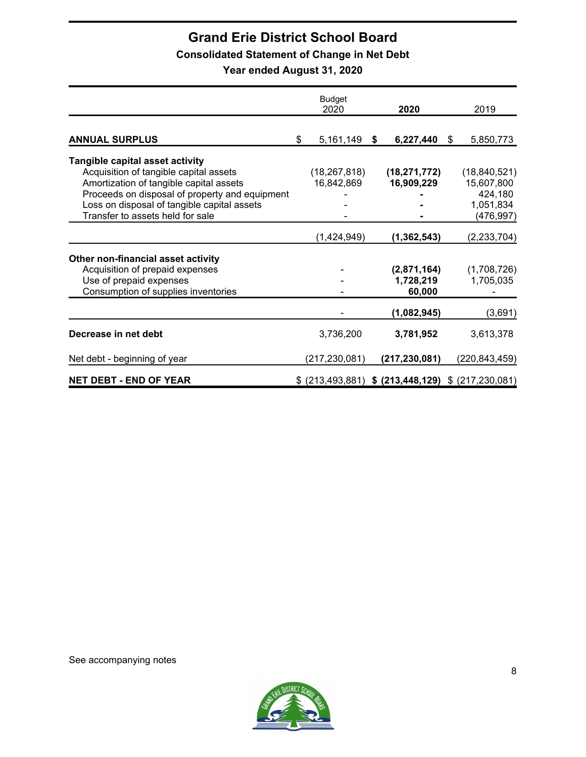# Grand Erie District School Board

## Consolidated Statement of Change in Net Debt

### Year ended August 31, 2020

| | Budget 2020 | **2020** | 2019 |
|---|---|---|---|
| **ANNUAL SURPLUS** | $ 5,161,149 | **$ 6,227,440** | $ 5,850,773 |
| **Tangible capital asset activity** | | | |
| Acquisition of tangible capital assets | (18,267,818) | **(18,271,772)** | (18,840,521) |
| Amortization of tangible capital assets | 16,842,869 | **16,909,229** | 15,607,800 |
| Proceeds on disposal of property and equipment | - | **-** | 424,180 |
| Loss on disposal of tangible capital assets | - | **-** | 1,051,834 |
| Transfer to assets held for sale | - | **-** | (476,997) |
| | (1,424,949) | **(1,362,543)** | (2,233,704) |
| **Other non-financial asset activity** | | | |
| Acquisition of prepaid expenses | - | **(2,871,164)** | (1,708,726) |
| Use of prepaid expenses | - | **1,728,219** | 1,705,035 |
| Consumption of supplies inventories | - | **60,000** | - |
| | - | **(1,082,945)** | (3,691) |
| **Decrease in net debt** | 3,736,200 | **3,781,952** | 3,613,378 |
| Net debt - beginning of year | (217,230,081) | **(217,230,081)** | (220,843,459) |
| **NET DEBT - END OF YEAR** | $ (213,493,881) | **$ (213,448,129)** | $ (217,230,081) |

See accompanying notes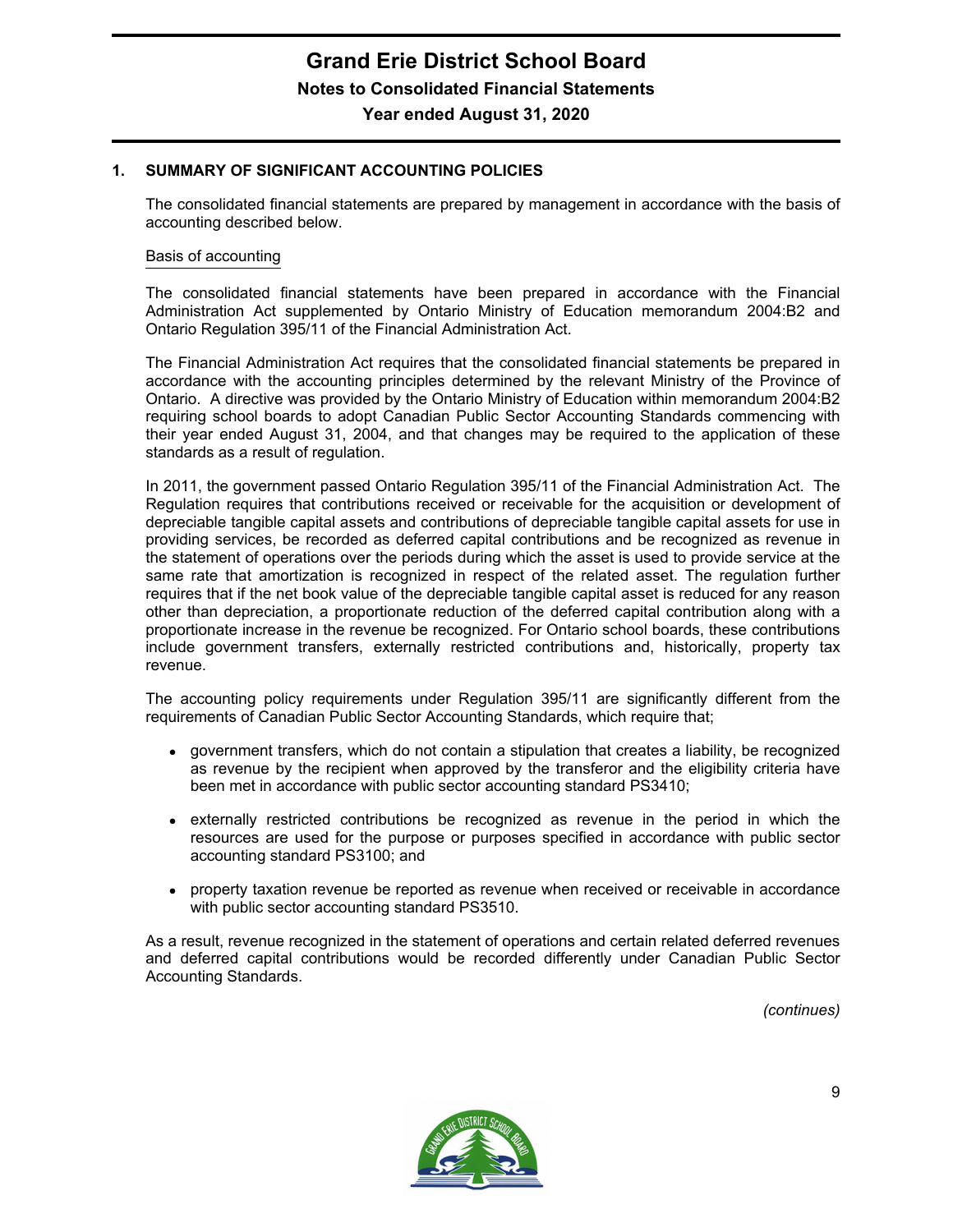# Grand Erie District School Board

## Notes to Consolidated Financial Statements

### Year ended August 31, 2020

**1. SUMMARY OF SIGNIFICANT ACCOUNTING POLICIES**

The consolidated financial statements are prepared by management in accordance with the basis of accounting described below.

Basis of accounting

The consolidated financial statements have been prepared in accordance with the Financial Administration Act supplemented by Ontario Ministry of Education memorandum 2004:B2 and Ontario Regulation 395/11 of the Financial Administration Act.

The Financial Administration Act requires that the consolidated financial statements be prepared in accordance with the accounting principles determined by the relevant Ministry of the Province of Ontario. A directive was provided by the Ontario Ministry of Education within memorandum 2004:B2 requiring school boards to adopt Canadian Public Sector Accounting Standards commencing with their year ended August 31, 2004, and that changes may be required to the application of these standards as a result of regulation.

In 2011, the government passed Ontario Regulation 395/11 of the Financial Administration Act. The Regulation requires that contributions received or receivable for the acquisition or development of depreciable tangible capital assets and contributions of depreciable tangible capital assets for use in providing services, be recorded as deferred capital contributions and be recognized as revenue in the statement of operations over the periods during which the asset is used to provide service at the same rate that amortization is recognized in respect of the related asset. The regulation further requires that if the net book value of the depreciable tangible capital asset is reduced for any reason other than depreciation, a proportionate reduction of the deferred capital contribution along with a proportionate increase in the revenue be recognized. For Ontario school boards, these contributions include government transfers, externally restricted contributions and, historically, property tax revenue.

The accounting policy requirements under Regulation 395/11 are significantly different from the requirements of Canadian Public Sector Accounting Standards, which require that;

- government transfers, which do not contain a stipulation that creates a liability, be recognized as revenue by the recipient when approved by the transferor and the eligibility criteria have been met in accordance with public sector accounting standard PS3410;
- externally restricted contributions be recognized as revenue in the period in which the resources are used for the purpose or purposes specified in accordance with public sector accounting standard PS3100; and
- property taxation revenue be reported as revenue when received or receivable in accordance with public sector accounting standard PS3510.

As a result, revenue recognized in the statement of operations and certain related deferred revenues and deferred capital contributions would be recorded differently under Canadian Public Sector Accounting Standards.

*(continues)*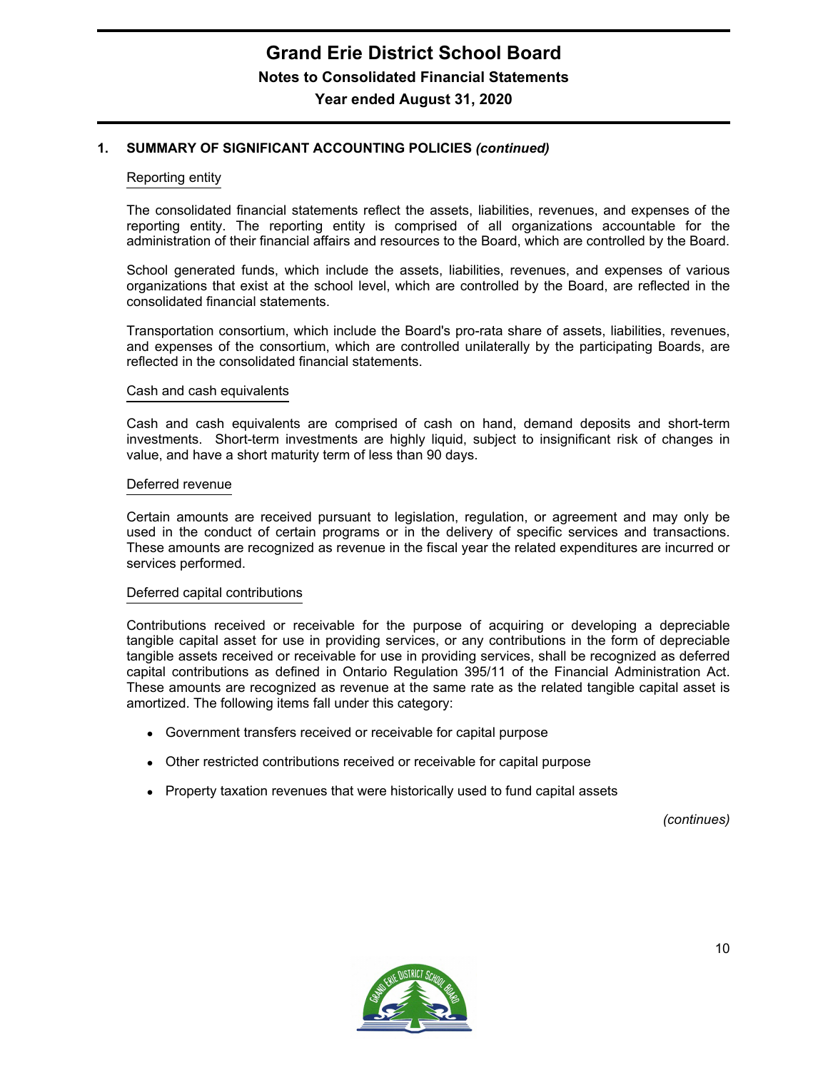## 1. SUMMARY OF SIGNIFICANT ACCOUNTING POLICIES *(continued)*

Reporting entity

The consolidated financial statements reflect the assets, liabilities, revenues, and expenses of the reporting entity. The reporting entity is comprised of all organizations accountable for the administration of their financial affairs and resources to the Board, which are controlled by the Board.

School generated funds, which include the assets, liabilities, revenues, and expenses of various organizations that exist at the school level, which are controlled by the Board, are reflected in the consolidated financial statements.

Transportation consortium, which include the Board's pro-rata share of assets, liabilities, revenues, and expenses of the consortium, which are controlled unilaterally by the participating Boards, are reflected in the consolidated financial statements.

Cash and cash equivalents

Cash and cash equivalents are comprised of cash on hand, demand deposits and short-term investments. Short-term investments are highly liquid, subject to insignificant risk of changes in value, and have a short maturity term of less than 90 days.

Deferred revenue

Certain amounts are received pursuant to legislation, regulation, or agreement and may only be used in the conduct of certain programs or in the delivery of specific services and transactions. These amounts are recognized as revenue in the fiscal year the related expenditures are incurred or services performed.

Deferred capital contributions

Contributions received or receivable for the purpose of acquiring or developing a depreciable tangible capital asset for use in providing services, or any contributions in the form of depreciable tangible assets received or receivable for use in providing services, shall be recognized as deferred capital contributions as defined in Ontario Regulation 395/11 of the Financial Administration Act. These amounts are recognized as revenue at the same rate as the related tangible capital asset is amortized. The following items fall under this category:

- Government transfers received or receivable for capital purpose
- Other restricted contributions received or receivable for capital purpose
- Property taxation revenues that were historically used to fund capital assets

*(continues)*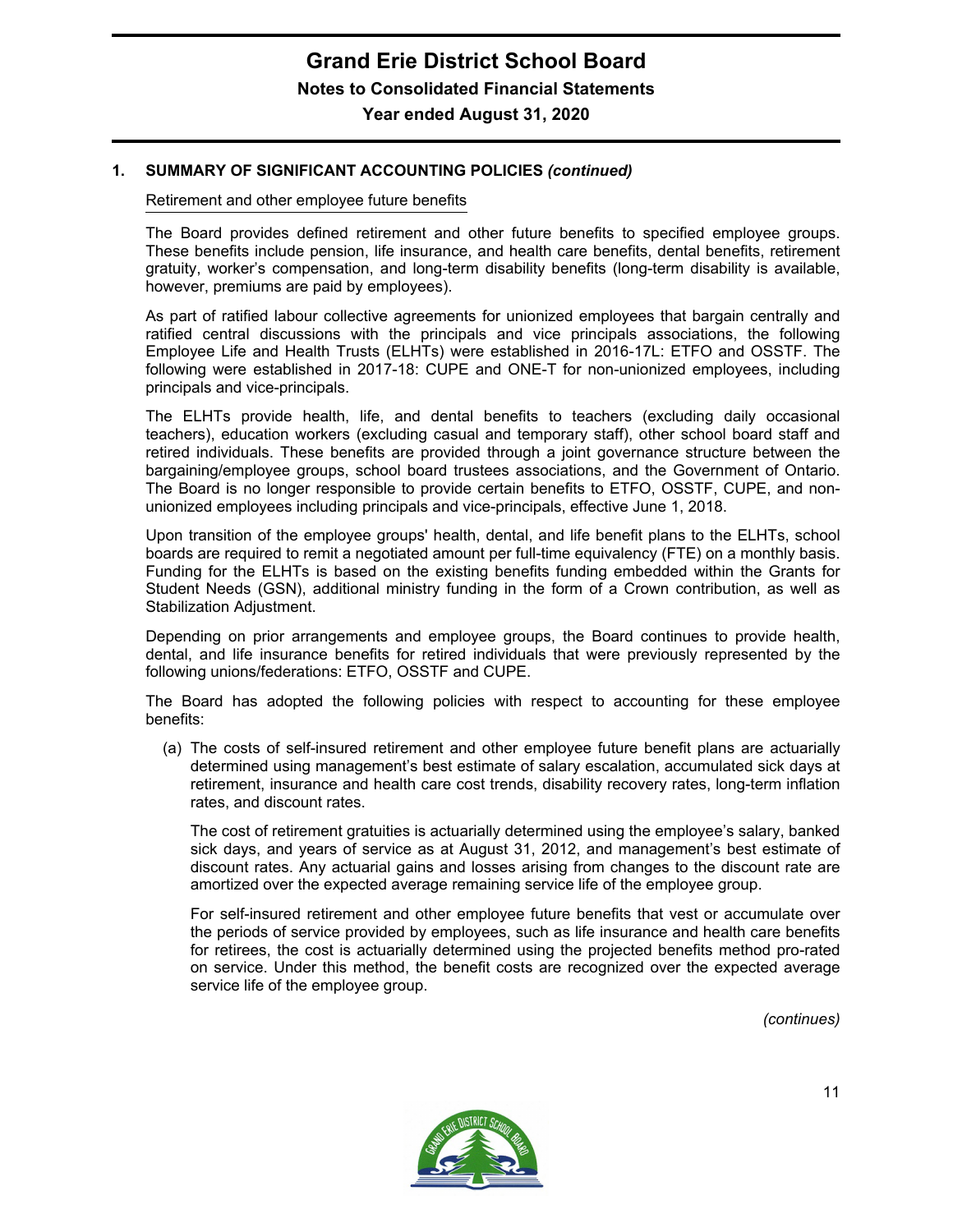## 1. SUMMARY OF SIGNIFICANT ACCOUNTING POLICIES *(continued)*

### Retirement and other employee future benefits

The Board provides defined retirement and other future benefits to specified employee groups. These benefits include pension, life insurance, and health care benefits, dental benefits, retirement gratuity, worker's compensation, and long-term disability benefits (long-term disability is available, however, premiums are paid by employees).

As part of ratified labour collective agreements for unionized employees that bargain centrally and ratified central discussions with the principals and vice principals associations, the following Employee Life and Health Trusts (ELHTs) were established in 2016-17L: ETFO and OSSTF. The following were established in 2017-18: CUPE and ONE-T for non-unionized employees, including principals and vice-principals.

The ELHTs provide health, life, and dental benefits to teachers (excluding daily occasional teachers), education workers (excluding casual and temporary staff), other school board staff and retired individuals. These benefits are provided through a joint governance structure between the bargaining/employee groups, school board trustees associations, and the Government of Ontario. The Board is no longer responsible to provide certain benefits to ETFO, OSSTF, CUPE, and non-unionized employees including principals and vice-principals, effective June 1, 2018.

Upon transition of the employee groups' health, dental, and life benefit plans to the ELHTs, school boards are required to remit a negotiated amount per full-time equivalency (FTE) on a monthly basis. Funding for the ELHTs is based on the existing benefits funding embedded within the Grants for Student Needs (GSN), additional ministry funding in the form of a Crown contribution, as well as Stabilization Adjustment.

Depending on prior arrangements and employee groups, the Board continues to provide health, dental, and life insurance benefits for retired individuals that were previously represented by the following unions/federations: ETFO, OSSTF and CUPE.

The Board has adopted the following policies with respect to accounting for these employee benefits:

(a) The costs of self-insured retirement and other employee future benefit plans are actuarially determined using management's best estimate of salary escalation, accumulated sick days at retirement, insurance and health care cost trends, disability recovery rates, long-term inflation rates, and discount rates.

The cost of retirement gratuities is actuarially determined using the employee's salary, banked sick days, and years of service as at August 31, 2012, and management's best estimate of discount rates. Any actuarial gains and losses arising from changes to the discount rate are amortized over the expected average remaining service life of the employee group.

For self-insured retirement and other employee future benefits that vest or accumulate over the periods of service provided by employees, such as life insurance and health care benefits for retirees, the cost is actuarially determined using the projected benefits method pro-rated on service. Under this method, the benefit costs are recognized over the expected average service life of the employee group.

*(continues)*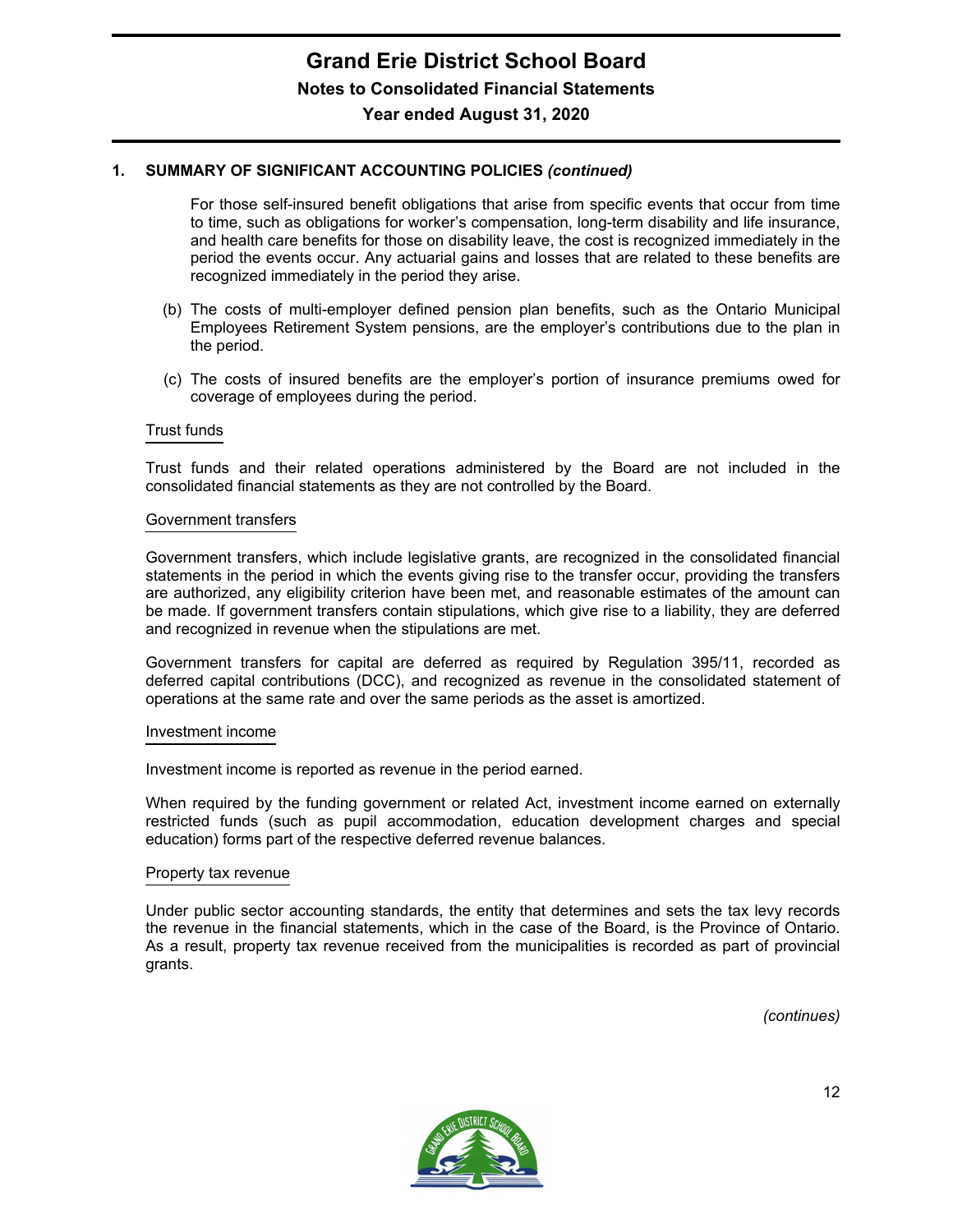## 1. SUMMARY OF SIGNIFICANT ACCOUNTING POLICIES *(continued)*

For those self-insured benefit obligations that arise from specific events that occur from time to time, such as obligations for worker's compensation, long-term disability and life insurance, and health care benefits for those on disability leave, the cost is recognized immediately in the period the events occur. Any actuarial gains and losses that are related to these benefits are recognized immediately in the period they arise.

(b) The costs of multi-employer defined pension plan benefits, such as the Ontario Municipal Employees Retirement System pensions, are the employer's contributions due to the plan in the period.

(c) The costs of insured benefits are the employer's portion of insurance premiums owed for coverage of employees during the period.

### Trust funds

Trust funds and their related operations administered by the Board are not included in the consolidated financial statements as they are not controlled by the Board.

### Government transfers

Government transfers, which include legislative grants, are recognized in the consolidated financial statements in the period in which the events giving rise to the transfer occur, providing the transfers are authorized, any eligibility criterion have been met, and reasonable estimates of the amount can be made. If government transfers contain stipulations, which give rise to a liability, they are deferred and recognized in revenue when the stipulations are met.

Government transfers for capital are deferred as required by Regulation 395/11, recorded as deferred capital contributions (DCC), and recognized as revenue in the consolidated statement of operations at the same rate and over the same periods as the asset is amortized.

### Investment income

Investment income is reported as revenue in the period earned.

When required by the funding government or related Act, investment income earned on externally restricted funds (such as pupil accommodation, education development charges and special education) forms part of the respective deferred revenue balances.

### Property tax revenue

Under public sector accounting standards, the entity that determines and sets the tax levy records the revenue in the financial statements, which in the case of the Board, is the Province of Ontario. As a result, property tax revenue received from the municipalities is recorded as part of provincial grants.

*(continues)*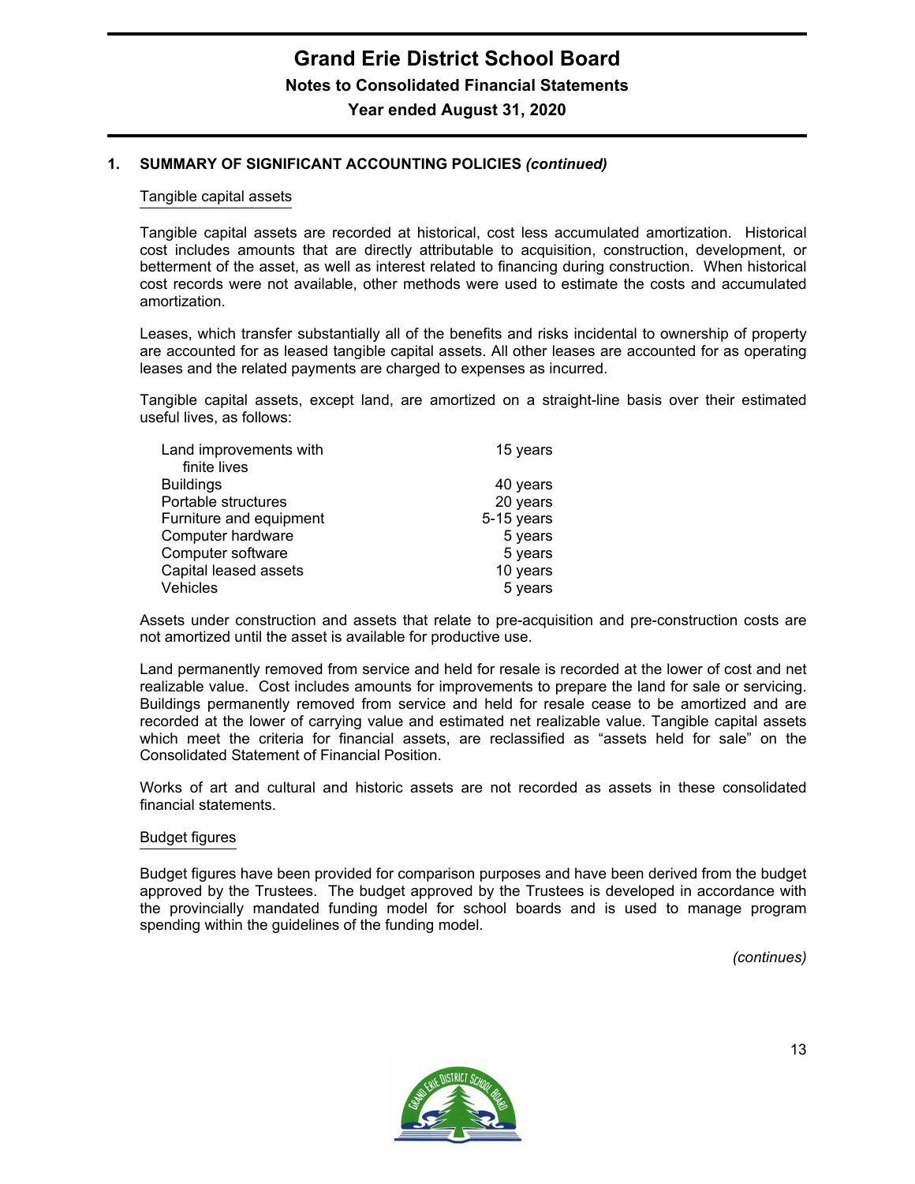# Grand Erie District School Board

## Notes to Consolidated Financial Statements

### Year ended August 31, 2020

## 1. SUMMARY OF SIGNIFICANT ACCOUNTING POLICIES *(continued)*

### Tangible capital assets

Tangible capital assets are recorded at historical, cost less accumulated amortization. Historical cost includes amounts that are directly attributable to acquisition, construction, development, or betterment of the asset, as well as interest related to financing during construction. When historical cost records were not available, other methods were used to estimate the costs and accumulated amortization.

Leases, which transfer substantially all of the benefits and risks incidental to ownership of property are accounted for as leased tangible capital assets. All other leases are accounted for as operating leases and the related payments are charged to expenses as incurred.

Tangible capital assets, except land, are amortized on a straight-line basis over their estimated useful lives, as follows:

| | |
|---|---|
| Land improvements with finite lives | 15 years |
| Buildings | 40 years |
| Portable structures | 20 years |
| Furniture and equipment | 5-15 years |
| Computer hardware | 5 years |
| Computer software | 5 years |
| Capital leased assets | 10 years |
| Vehicles | 5 years |

Assets under construction and assets that relate to pre-acquisition and pre-construction costs are not amortized until the asset is available for productive use.

Land permanently removed from service and held for resale is recorded at the lower of cost and net realizable value. Cost includes amounts for improvements to prepare the land for sale or servicing. Buildings permanently removed from service and held for resale cease to be amortized and are recorded at the lower of carrying value and estimated net realizable value. Tangible capital assets which meet the criteria for financial assets, are reclassified as "assets held for sale" on the Consolidated Statement of Financial Position.

Works of art and cultural and historic assets are not recorded as assets in these consolidated financial statements.

### Budget figures

Budget figures have been provided for comparison purposes and have been derived from the budget approved by the Trustees. The budget approved by the Trustees is developed in accordance with the provincially mandated funding model for school boards and is used to manage program spending within the guidelines of the funding model.

*(continues)*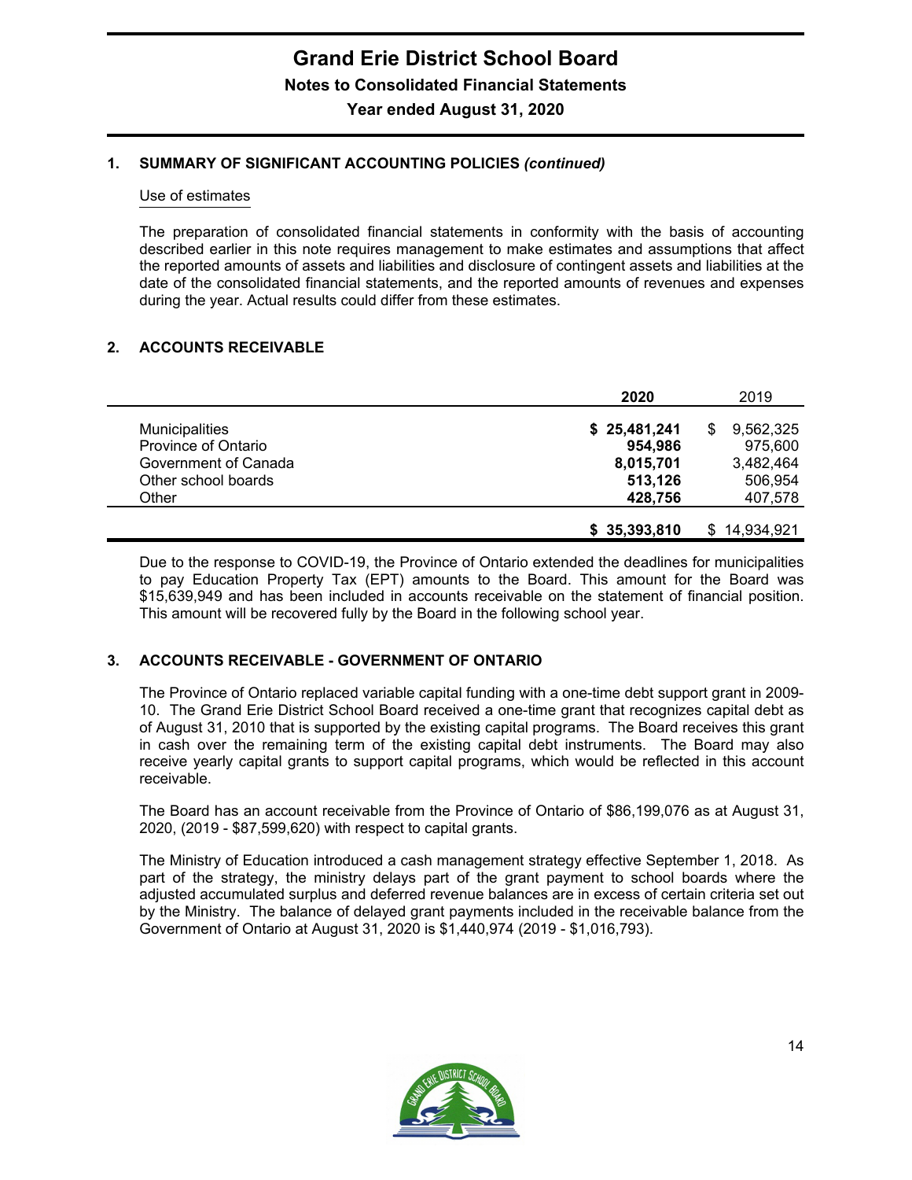# Grand Erie District School Board

## Notes to Consolidated Financial Statements

### Year ended August 31, 2020

### 1. SUMMARY OF SIGNIFICANT ACCOUNTING POLICIES *(continued)*

Use of estimates

The preparation of consolidated financial statements in conformity with the basis of accounting described earlier in this note requires management to make estimates and assumptions that affect the reported amounts of assets and liabilities and disclosure of contingent assets and liabilities at the date of the consolidated financial statements, and the reported amounts of revenues and expenses during the year. Actual results could differ from these estimates.

### 2. ACCOUNTS RECEIVABLE

| | **2020** | 2019 |
|---|---|---|
| Municipalities | **$ 25,481,241** | $ 9,562,325 |
| Province of Ontario | **954,986** | 975,600 |
| Government of Canada | **8,015,701** | 3,482,464 |
| Other school boards | **513,126** | 506,954 |
| Other | **428,756** | 407,578 |
| | **$ 35,393,810** | $ 14,934,921 |

Due to the response to COVID-19, the Province of Ontario extended the deadlines for municipalities to pay Education Property Tax (EPT) amounts to the Board. This amount for the Board was $15,639,949 and has been included in accounts receivable on the statement of financial position. This amount will be recovered fully by the Board in the following school year.

### 3. ACCOUNTS RECEIVABLE - GOVERNMENT OF ONTARIO

The Province of Ontario replaced variable capital funding with a one-time debt support grant in 2009-10. The Grand Erie District School Board received a one-time grant that recognizes capital debt as of August 31, 2010 that is supported by the existing capital programs. The Board receives this grant in cash over the remaining term of the existing capital debt instruments. The Board may also receive yearly capital grants to support capital programs, which would be reflected in this account receivable.

The Board has an account receivable from the Province of Ontario of $86,199,076 as at August 31, 2020, (2019 - $87,599,620) with respect to capital grants.

The Ministry of Education introduced a cash management strategy effective September 1, 2018. As part of the strategy, the ministry delays part of the grant payment to school boards where the adjusted accumulated surplus and deferred revenue balances are in excess of certain criteria set out by the Ministry. The balance of delayed grant payments included in the receivable balance from the Government of Ontario at August 31, 2020 is $1,440,974 (2019 - $1,016,793).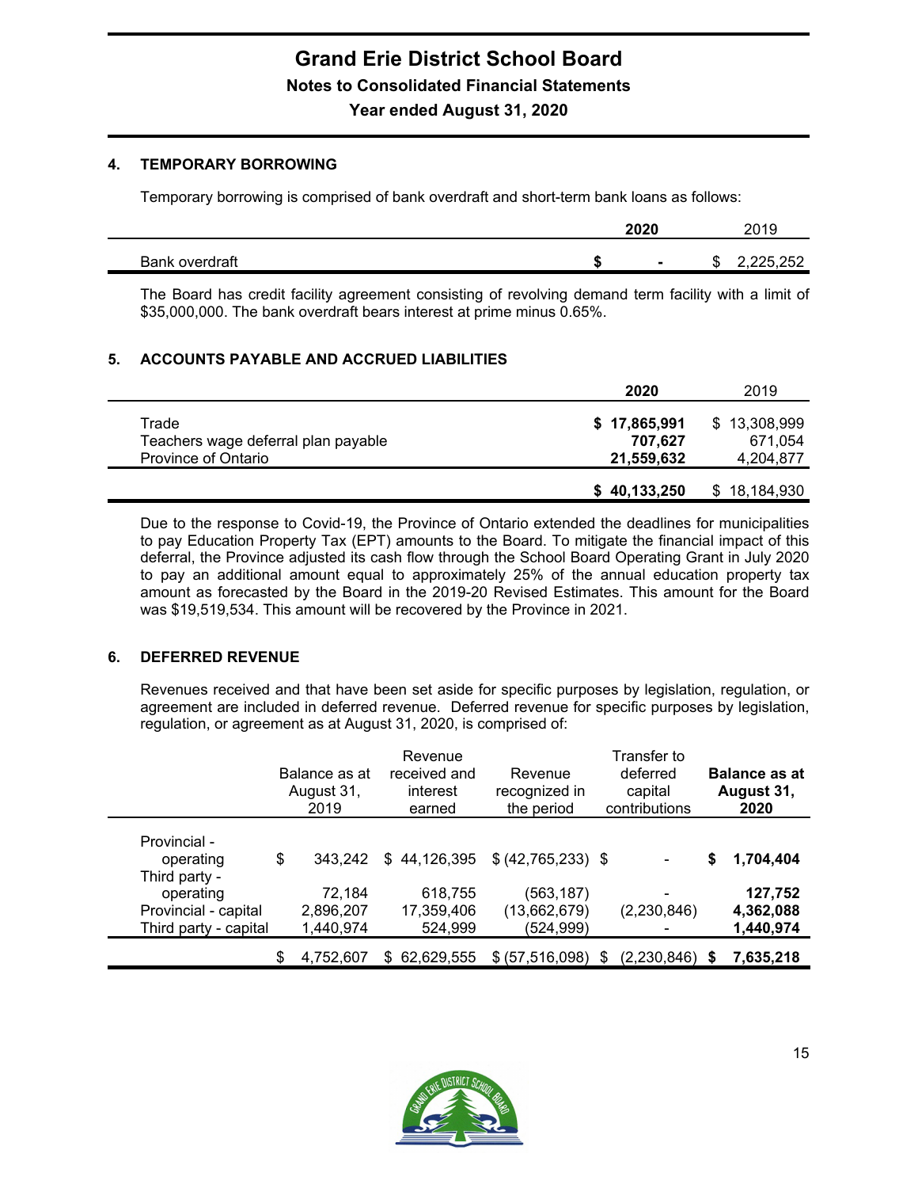## 4. TEMPORARY BORROWING

Temporary borrowing is comprised of bank overdraft and short-term bank loans as follows:

| | 2020 | 2019 |
|---|---|---|
| Bank overdraft | **$ -** | $ 2,225,252 |

The Board has credit facility agreement consisting of revolving demand term facility with a limit of $35,000,000. The bank overdraft bears interest at prime minus 0.65%.

## 5. ACCOUNTS PAYABLE AND ACCRUED LIABILITIES

| | 2020 | 2019 |
|---|---|---|
| Trade | **$ 17,865,991** | $ 13,308,999 |
| Teachers wage deferral plan payable | **707,627** | 671,054 |
| Province of Ontario | **21,559,632** | 4,204,877 |
| | **$ 40,133,250** | $ 18,184,930 |

Due to the response to Covid-19, the Province of Ontario extended the deadlines for municipalities to pay Education Property Tax (EPT) amounts to the Board. To mitigate the financial impact of this deferral, the Province adjusted its cash flow through the School Board Operating Grant in July 2020 to pay an additional amount equal to approximately 25% of the annual education property tax amount as forecasted by the Board in the 2019-20 Revised Estimates. This amount for the Board was $19,519,534. This amount will be recovered by the Province in 2021.

## 6. DEFERRED REVENUE

Revenues received and that have been set aside for specific purposes by legislation, regulation, or agreement are included in deferred revenue. Deferred revenue for specific purposes by legislation, regulation, or agreement as at August 31, 2020, is comprised of:

| | Balance as at August 31, 2019 | Revenue received and interest earned | Revenue recognized in the period | Transfer to deferred capital contributions | **Balance as at August 31, 2020** |
|---|---|---|---|---|---|
| Provincial - operating | $ 343,242 | $ 44,126,395 | $ (42,765,233) | $ - | **$ 1,704,404** |
| Third party - operating | 72,184 | 618,755 | (563,187) | - | **127,752** |
| Provincial - capital | 2,896,207 | 17,359,406 | (13,662,679) | (2,230,846) | **4,362,088** |
| Third party - capital | 1,440,974 | 524,999 | (524,999) | - | **1,440,974** |
| | $ 4,752,607 | $ 62,629,555 | $ (57,516,098) | $ (2,230,846) | **$ 7,635,218** |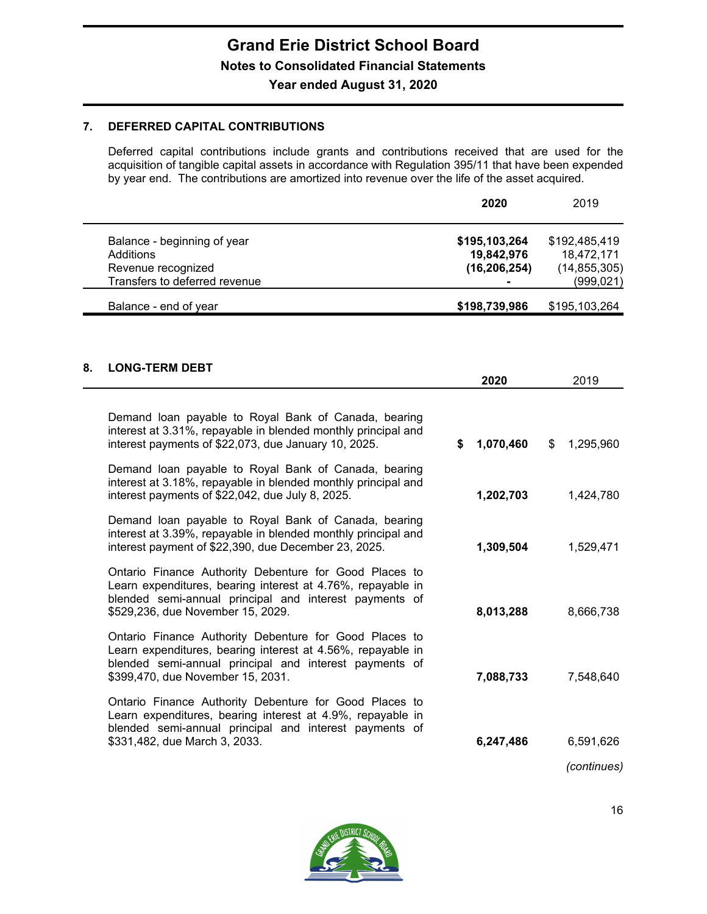## 7. DEFERRED CAPITAL CONTRIBUTIONS

Deferred capital contributions include grants and contributions received that are used for the acquisition of tangible capital assets in accordance with Regulation 395/11 that have been expended by year end. The contributions are amortized into revenue over the life of the asset acquired.

| | 2020 | 2019 |
|---|---|---|
| Balance - beginning of year | **$195,103,264** | $192,485,419 |
| Additions | **19,842,976** | 18,472,171 |
| Revenue recognized | **(16,206,254)** | (14,855,305) |
| Transfers to deferred revenue | **-** | (999,021) |
| Balance - end of year | **$198,739,986** | $195,103,264 |

## 8. LONG-TERM DEBT

| | 2020 | 2019 |
|---|---|---|
| Demand loan payable to Royal Bank of Canada, bearing interest at 3.31%, repayable in blended monthly principal and interest payments of $22,073, due January 10, 2025. | **$ 1,070,460** | $ 1,295,960 |
| Demand loan payable to Royal Bank of Canada, bearing interest at 3.18%, repayable in blended monthly principal and interest payments of $22,042, due July 8, 2025. | **1,202,703** | 1,424,780 |
| Demand loan payable to Royal Bank of Canada, bearing interest at 3.39%, repayable in blended monthly principal and interest payment of $22,390, due December 23, 2025. | **1,309,504** | 1,529,471 |
| Ontario Finance Authority Debenture for Good Places to Learn expenditures, bearing interest at 4.76%, repayable in blended semi-annual principal and interest payments of $529,236, due November 15, 2029. | **8,013,288** | 8,666,738 |
| Ontario Finance Authority Debenture for Good Places to Learn expenditures, bearing interest at 4.56%, repayable in blended semi-annual principal and interest payments of $399,470, due November 15, 2031. | **7,088,733** | 7,548,640 |
| Ontario Finance Authority Debenture for Good Places to Learn expenditures, bearing interest at 4.9%, repayable in blended semi-annual principal and interest payments of $331,482, due March 3, 2033. | **6,247,486** | 6,591,626 |

*(continues)*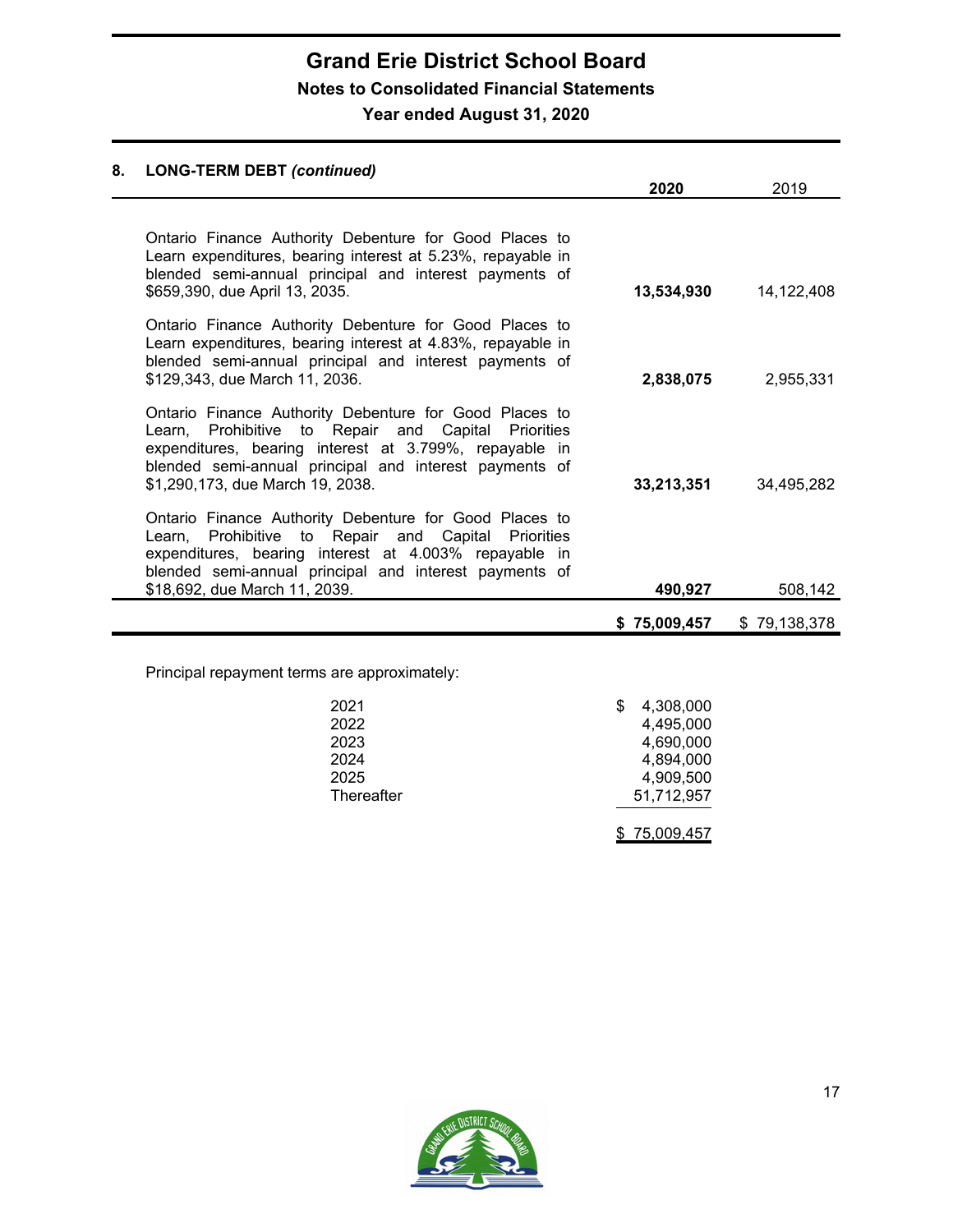## 8. LONG-TERM DEBT *(continued)*

| | 2020 | 2019 |
|---|---|---|
| Ontario Finance Authority Debenture for Good Places to Learn expenditures, bearing interest at 5.23%, repayable in blended semi-annual principal and interest payments of $659,390, due April 13, 2035. | **13,534,930** | 14,122,408 |
| Ontario Finance Authority Debenture for Good Places to Learn expenditures, bearing interest at 4.83%, repayable in blended semi-annual principal and interest payments of $129,343, due March 11, 2036. | **2,838,075** | 2,955,331 |
| Ontario Finance Authority Debenture for Good Places to Learn, Prohibitive to Repair and Capital Priorities expenditures, bearing interest at 3.799%, repayable in blended semi-annual principal and interest payments of $1,290,173, due March 19, 2038. | **33,213,351** | 34,495,282 |
| Ontario Finance Authority Debenture for Good Places to Learn, Prohibitive to Repair and Capital Priorities expenditures, bearing interest at 4.003% repayable in blended semi-annual principal and interest payments of $18,692, due March 11, 2039. | **490,927** | 508,142 |
| | **$ 75,009,457** | $ 79,138,378 |

Principal repayment terms are approximately:

| | |
|---|---|
| 2021 | $ 4,308,000 |
| 2022 | 4,495,000 |
| 2023 | 4,690,000 |
| 2024 | 4,894,000 |
| 2025 | 4,909,500 |
| Thereafter | 51,712,957 |
| | $ 75,009,457 |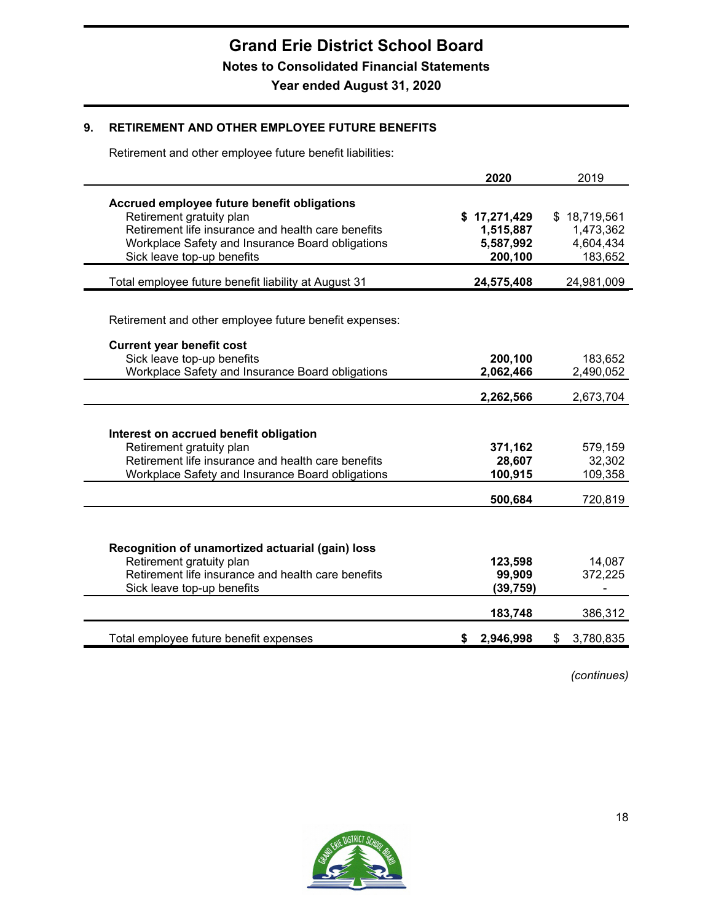## 9. RETIREMENT AND OTHER EMPLOYEE FUTURE BENEFITS

Retirement and other employee future benefit liabilities:

| | 2020 | 2019 |
|---|---|---|
| **Accrued employee future benefit obligations** | | |
| Retirement gratuity plan | **$ 17,271,429** | $ 18,719,561 |
| Retirement life insurance and health care benefits | **1,515,887** | 1,473,362 |
| Workplace Safety and Insurance Board obligations | **5,587,992** | 4,604,434 |
| Sick leave top-up benefits | **200,100** | 183,652 |
| Total employee future benefit liability at August 31 | **24,575,408** | 24,981,009 |

Retirement and other employee future benefit expenses:

| | 2020 | 2019 |
|---|---|---|
| **Current year benefit cost** | | |
| Sick leave top-up benefits | **200,100** | 183,652 |
| Workplace Safety and Insurance Board obligations | **2,062,466** | 2,490,052 |
| | **2,262,566** | 2,673,704 |
| **Interest on accrued benefit obligation** | | |
| Retirement gratuity plan | **371,162** | 579,159 |
| Retirement life insurance and health care benefits | **28,607** | 32,302 |
| Workplace Safety and Insurance Board obligations | **100,915** | 109,358 |
| | **500,684** | 720,819 |
| **Recognition of unamortized actuarial (gain) loss** | | |
| Retirement gratuity plan | **123,598** | 14,087 |
| Retirement life insurance and health care benefits | **99,909** | 372,225 |
| Sick leave top-up benefits | **(39,759)** | - |
| | **183,748** | 386,312 |
| Total employee future benefit expenses | **$ 2,946,998** | $ 3,780,835 |

*(continues)*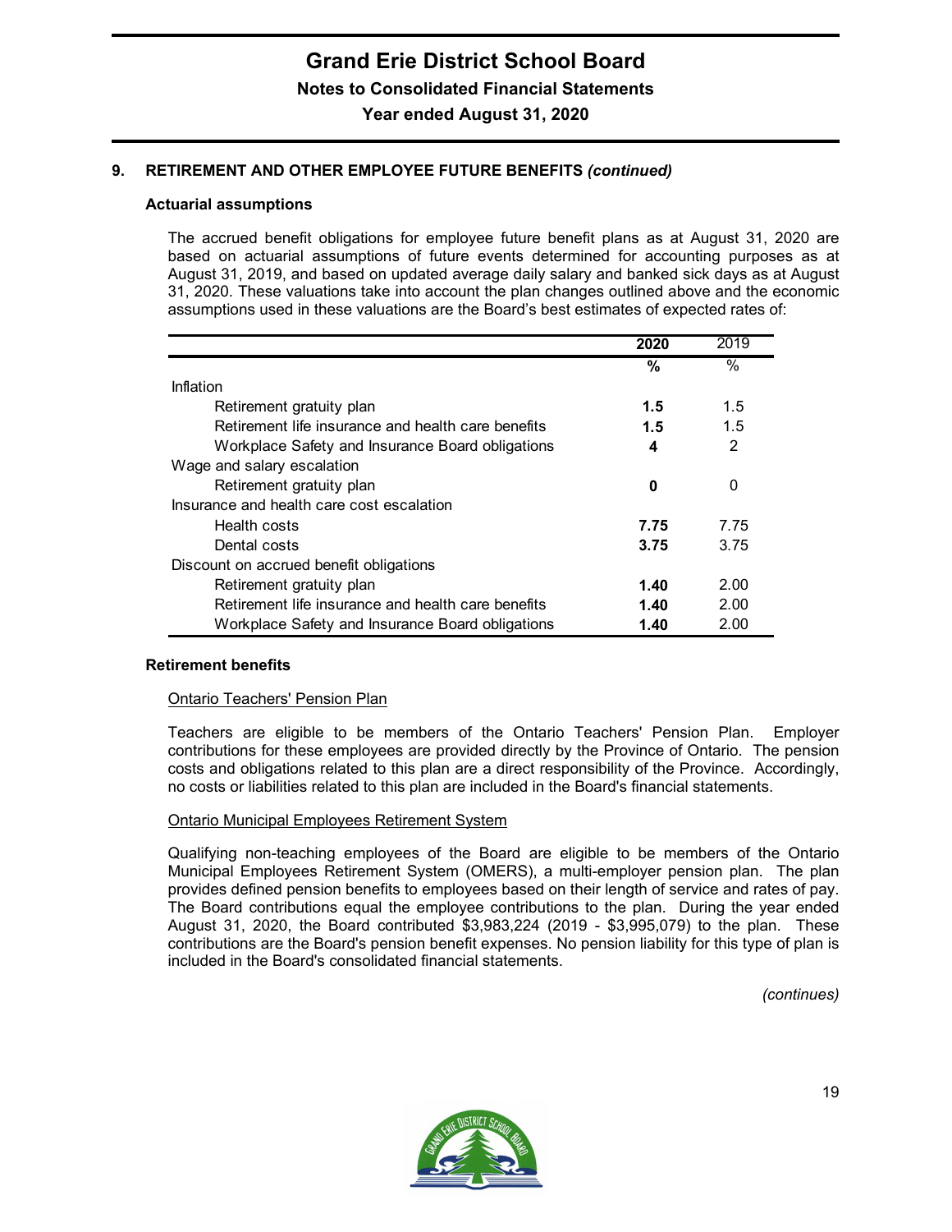## 9. RETIREMENT AND OTHER EMPLOYEE FUTURE BENEFITS *(continued)*

### Actuarial assumptions

The accrued benefit obligations for employee future benefit plans as at August 31, 2020 are based on actuarial assumptions of future events determined for accounting purposes as at August 31, 2019, and based on updated average daily salary and banked sick days as at August 31, 2020. These valuations take into account the plan changes outlined above and the economic assumptions used in these valuations are the Board's best estimates of expected rates of:

| | **2020** | 2019 |
|---|---|---|
| | **%** | % |
| Inflation | | |
| Retirement gratuity plan | **1.5** | 1.5 |
| Retirement life insurance and health care benefits | **1.5** | 1.5 |
| Workplace Safety and Insurance Board obligations | **4** | 2 |
| Wage and salary escalation | | |
| Retirement gratuity plan | **0** | 0 |
| Insurance and health care cost escalation | | |
| Health costs | **7.75** | 7.75 |
| Dental costs | **3.75** | 3.75 |
| Discount on accrued benefit obligations | | |
| Retirement gratuity plan | **1.40** | 2.00 |
| Retirement life insurance and health care benefits | **1.40** | 2.00 |
| Workplace Safety and Insurance Board obligations | **1.40** | 2.00 |

### Retirement benefits

Ontario Teachers' Pension Plan

Teachers are eligible to be members of the Ontario Teachers' Pension Plan. Employer contributions for these employees are provided directly by the Province of Ontario. The pension costs and obligations related to this plan are a direct responsibility of the Province. Accordingly, no costs or liabilities related to this plan are included in the Board's financial statements.

Ontario Municipal Employees Retirement System

Qualifying non-teaching employees of the Board are eligible to be members of the Ontario Municipal Employees Retirement System (OMERS), a multi-employer pension plan. The plan provides defined pension benefits to employees based on their length of service and rates of pay. The Board contributions equal the employee contributions to the plan. During the year ended August 31, 2020, the Board contributed $3,983,224 (2019 - $3,995,079) to the plan. These contributions are the Board's pension benefit expenses. No pension liability for this type of plan is included in the Board's consolidated financial statements.

*(continues)*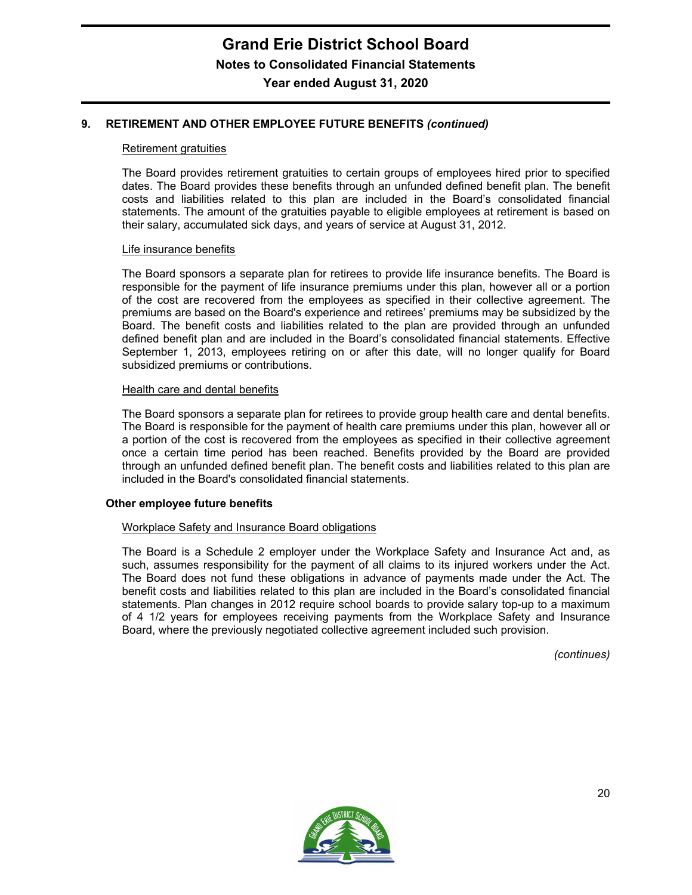## 9. RETIREMENT AND OTHER EMPLOYEE FUTURE BENEFITS *(continued)*

Retirement gratuities

The Board provides retirement gratuities to certain groups of employees hired prior to specified dates. The Board provides these benefits through an unfunded defined benefit plan. The benefit costs and liabilities related to this plan are included in the Board's consolidated financial statements. The amount of the gratuities payable to eligible employees at retirement is based on their salary, accumulated sick days, and years of service at August 31, 2012.

Life insurance benefits

The Board sponsors a separate plan for retirees to provide life insurance benefits. The Board is responsible for the payment of life insurance premiums under this plan, however all or a portion of the cost are recovered from the employees as specified in their collective agreement. The premiums are based on the Board's experience and retirees' premiums may be subsidized by the Board. The benefit costs and liabilities related to the plan are provided through an unfunded defined benefit plan and are included in the Board's consolidated financial statements. Effective September 1, 2013, employees retiring on or after this date, will no longer qualify for Board subsidized premiums or contributions.

Health care and dental benefits

The Board sponsors a separate plan for retirees to provide group health care and dental benefits. The Board is responsible for the payment of health care premiums under this plan, however all or a portion of the cost is recovered from the employees as specified in their collective agreement once a certain time period has been reached. Benefits provided by the Board are provided through an unfunded defined benefit plan. The benefit costs and liabilities related to this plan are included in the Board's consolidated financial statements.

**Other employee future benefits**

Workplace Safety and Insurance Board obligations

The Board is a Schedule 2 employer under the Workplace Safety and Insurance Act and, as such, assumes responsibility for the payment of all claims to its injured workers under the Act. The Board does not fund these obligations in advance of payments made under the Act. The benefit costs and liabilities related to this plan are included in the Board's consolidated financial statements. Plan changes in 2012 require school boards to provide salary top-up to a maximum of 4 1/2 years for employees receiving payments from the Workplace Safety and Insurance Board, where the previously negotiated collective agreement included such provision.

*(continues)*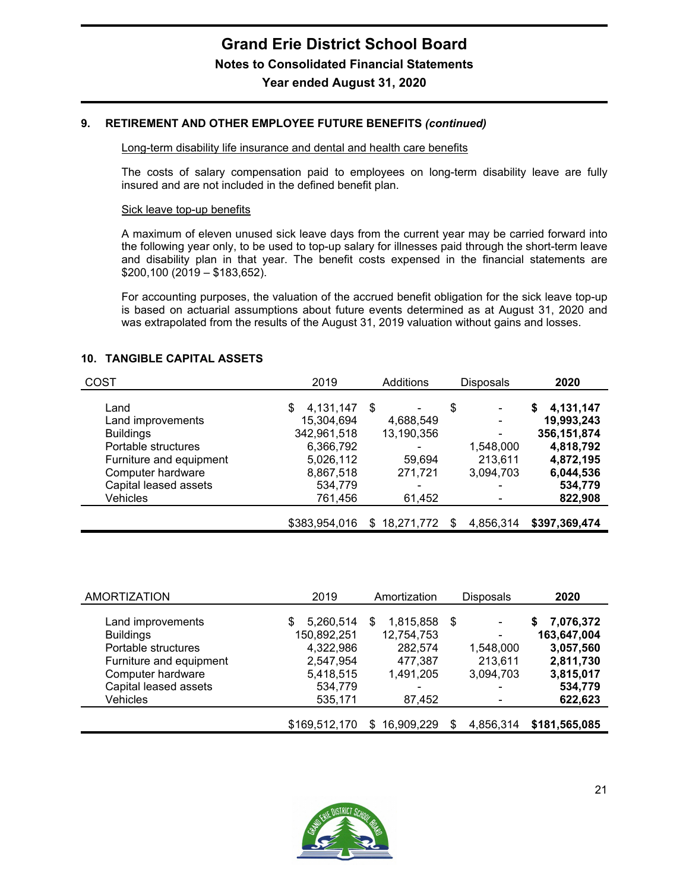# Grand Erie District School Board

**Notes to Consolidated Financial Statements**

**Year ended August 31, 2020**

### 9. RETIREMENT AND OTHER EMPLOYEE FUTURE BENEFITS *(continued)*

Long-term disability life insurance and dental and health care benefits

The costs of salary compensation paid to employees on long-term disability leave are fully insured and are not included in the defined benefit plan.

Sick leave top-up benefits

A maximum of eleven unused sick leave days from the current year may be carried forward into the following year only, to be used to top-up salary for illnesses paid through the short-term leave and disability plan in that year. The benefit costs expensed in the financial statements are $200,100 (2019 – $183,652).

For accounting purposes, the valuation of the accrued benefit obligation for the sick leave top-up is based on actuarial assumptions about future events determined as at August 31, 2020 and was extrapolated from the results of the August 31, 2019 valuation without gains and losses.

### 10. TANGIBLE CAPITAL ASSETS

| COST | 2019 | Additions | Disposals | **2020** |
|---|---|---|---|---|
| Land | $ 4,131,147 | $ - | $ - | **$ 4,131,147** |
| Land improvements | 15,304,694 | 4,688,549 | - | **19,993,243** |
| Buildings | 342,961,518 | 13,190,356 | - | **356,151,874** |
| Portable structures | 6,366,792 | - | 1,548,000 | **4,818,792** |
| Furniture and equipment | 5,026,112 | 59,694 | 213,611 | **4,872,195** |
| Computer hardware | 8,867,518 | 271,721 | 3,094,703 | **6,044,536** |
| Capital leased assets | 534,779 | - | - | **534,779** |
| Vehicles | 761,456 | 61,452 | - | **822,908** |
| | $383,954,016 | $ 18,271,772 | $ 4,856,314 | **$397,369,474** |

| AMORTIZATION | 2019 | Amortization | Disposals | **2020** |
|---|---|---|---|---|
| Land improvements | $ 5,260,514 | $ 1,815,858 | $ - | **$ 7,076,372** |
| Buildings | 150,892,251 | 12,754,753 | - | **163,647,004** |
| Portable structures | 4,322,986 | 282,574 | 1,548,000 | **3,057,560** |
| Furniture and equipment | 2,547,954 | 477,387 | 213,611 | **2,811,730** |
| Computer hardware | 5,418,515 | 1,491,205 | 3,094,703 | **3,815,017** |
| Capital leased assets | 534,779 | - | - | **534,779** |
| Vehicles | 535,171 | 87,452 | - | **622,623** |
| | $169,512,170 | $ 16,909,229 | $ 4,856,314 | **$181,565,085** |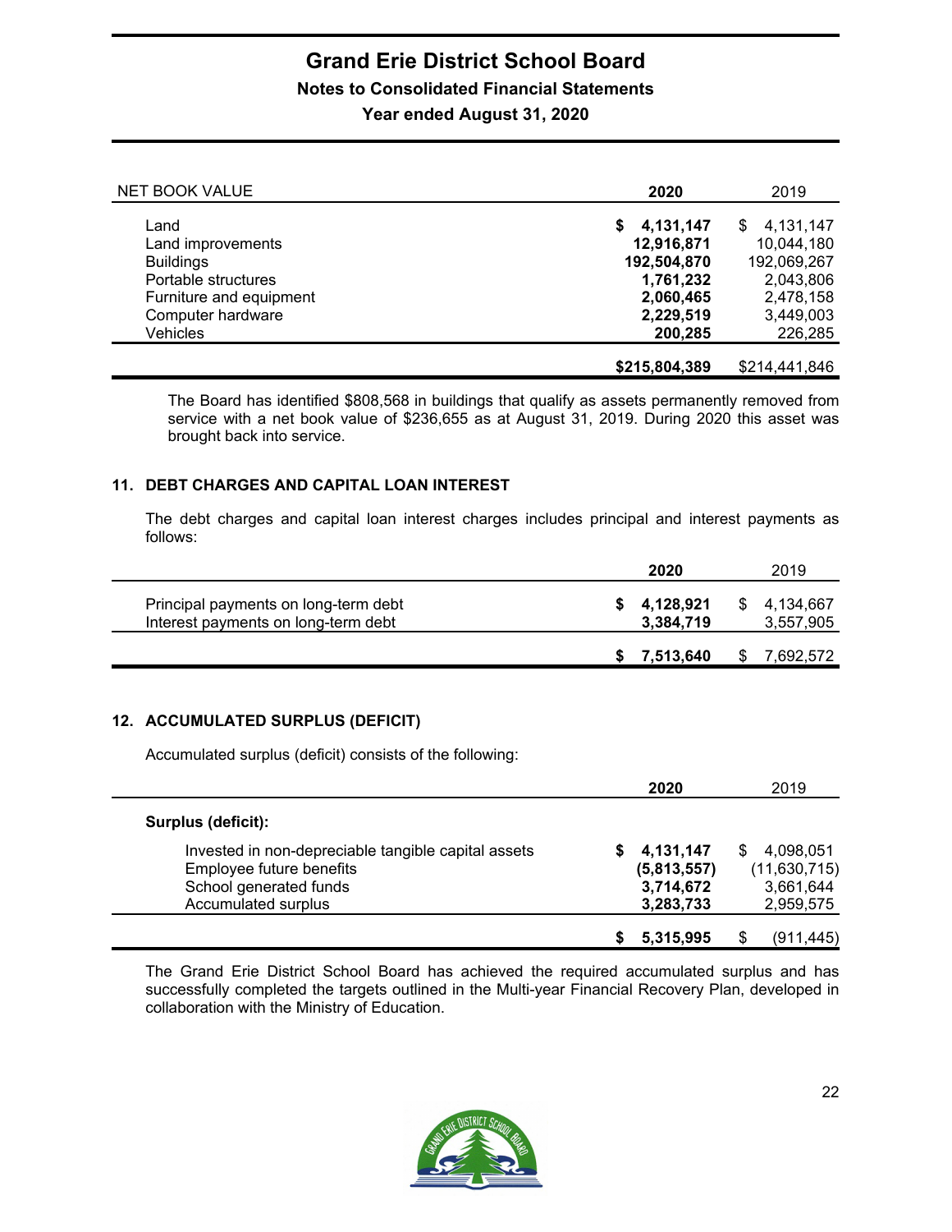| NET BOOK VALUE | 2020 | 2019 |
|---|---|---|
| Land | $ 4,131,147 | $ 4,131,147 |
| Land improvements | 12,916,871 | 10,044,180 |
| Buildings | 192,504,870 | 192,069,267 |
| Portable structures | 1,761,232 | 2,043,806 |
| Furniture and equipment | 2,060,465 | 2,478,158 |
| Computer hardware | 2,229,519 | 3,449,003 |
| Vehicles | 200,285 | 226,285 |
| | $215,804,389 | $214,441,846 |

The Board has identified $808,568 in buildings that qualify as assets permanently removed from service with a net book value of $236,655 as at August 31, 2019. During 2020 this asset was brought back into service.

## 11. DEBT CHARGES AND CAPITAL LOAN INTEREST

The debt charges and capital loan interest charges includes principal and interest payments as follows:

| | 2020 | 2019 |
|---|---|---|
| Principal payments on long-term debt | $ 4,128,921 | $ 4,134,667 |
| Interest payments on long-term debt | 3,384,719 | 3,557,905 |
| | $ 7,513,640 | $ 7,692,572 |

## 12. ACCUMULATED SURPLUS (DEFICIT)

Accumulated surplus (deficit) consists of the following:

| | 2020 | 2019 |
|---|---|---|
| **Surplus (deficit):** | | |
| Invested in non-depreciable tangible capital assets | $ 4,131,147 | $ 4,098,051 |
| Employee future benefits | (5,813,557) | (11,630,715) |
| School generated funds | 3,714,672 | 3,661,644 |
| Accumulated surplus | 3,283,733 | 2,959,575 |
| | $ 5,315,995 | $ (911,445) |

The Grand Erie District School Board has achieved the required accumulated surplus and has successfully completed the targets outlined in the Multi-year Financial Recovery Plan, developed in collaboration with the Ministry of Education.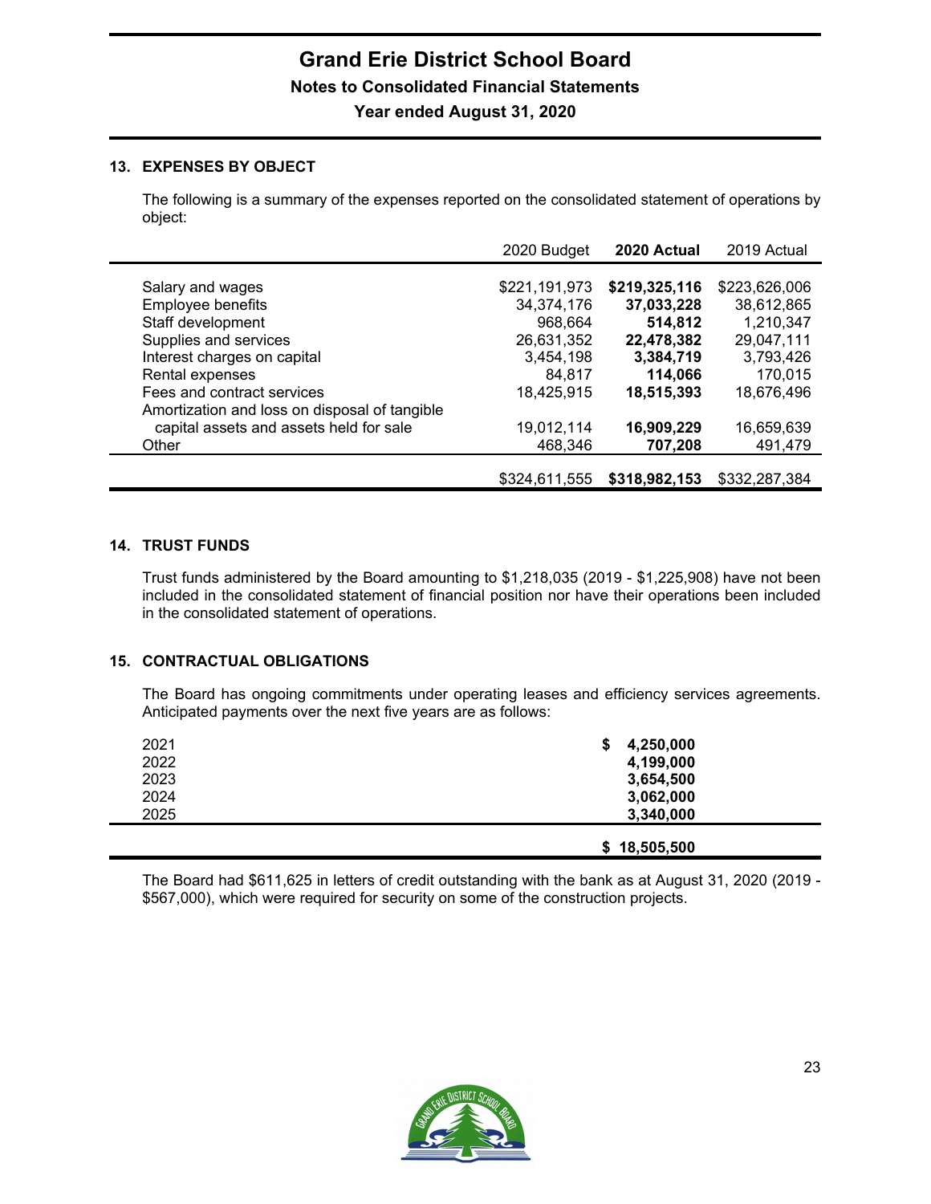## 13. EXPENSES BY OBJECT

The following is a summary of the expenses reported on the consolidated statement of operations by object:

| | 2020 Budget | **2020 Actual** | 2019 Actual |
|---|---|---|---|
| Salary and wages | $221,191,973 | **$219,325,116** | $223,626,006 |
| Employee benefits | 34,374,176 | **37,033,228** | 38,612,865 |
| Staff development | 968,664 | **514,812** | 1,210,347 |
| Supplies and services | 26,631,352 | **22,478,382** | 29,047,111 |
| Interest charges on capital | 3,454,198 | **3,384,719** | 3,793,426 |
| Rental expenses | 84,817 | **114,066** | 170,015 |
| Fees and contract services | 18,425,915 | **18,515,393** | 18,676,496 |
| Amortization and loss on disposal of tangible capital assets and assets held for sale | 19,012,114 | **16,909,229** | 16,659,639 |
| Other | 468,346 | **707,208** | 491,479 |
| | $324,611,555 | **$318,982,153** | $332,287,384 |

## 14. TRUST FUNDS

Trust funds administered by the Board amounting to $1,218,035 (2019 - $1,225,908) have not been included in the consolidated statement of financial position nor have their operations been included in the consolidated statement of operations.

## 15. CONTRACTUAL OBLIGATIONS

The Board has ongoing commitments under operating leases and efficiency services agreements. Anticipated payments over the next five years are as follows:

| | |
|---|---|
| 2021 | **$ 4,250,000** |
| 2022 | **4,199,000** |
| 2023 | **3,654,500** |
| 2024 | **3,062,000** |
| 2025 | **3,340,000** |
| | **$ 18,505,500** |

The Board had $611,625 in letters of credit outstanding with the bank as at August 31, 2020 (2019 - $567,000), which were required for security on some of the construction projects.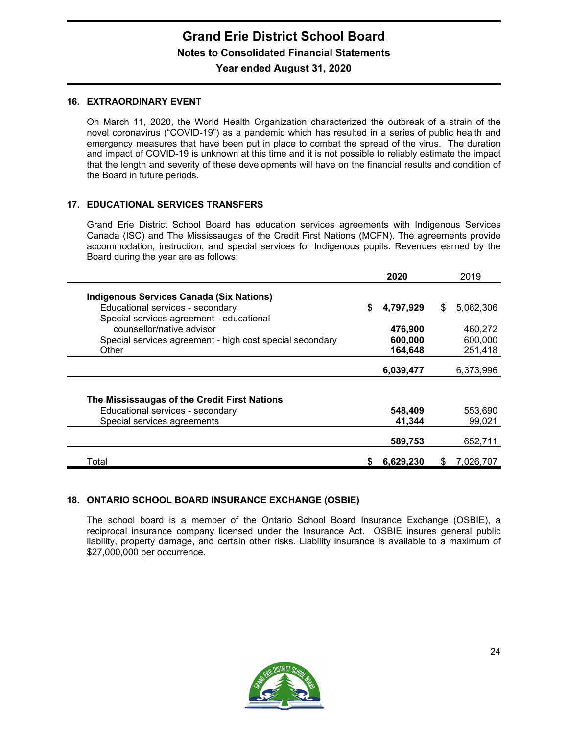## 16. EXTRAORDINARY EVENT

On March 11, 2020, the World Health Organization characterized the outbreak of a strain of the novel coronavirus ("COVID-19") as a pandemic which has resulted in a series of public health and emergency measures that have been put in place to combat the spread of the virus. The duration and impact of COVID-19 is unknown at this time and it is not possible to reliably estimate the impact that the length and severity of these developments will have on the financial results and condition of the Board in future periods.

## 17. EDUCATIONAL SERVICES TRANSFERS

Grand Erie District School Board has education services agreements with Indigenous Services Canada (ISC) and The Mississaugas of the Credit First Nations (MCFN). The agreements provide accommodation, instruction, and special services for Indigenous pupils. Revenues earned by the Board during the year are as follows:

| | **2020** | 2019 |
|---|---|---|
| **Indigenous Services Canada (Six Nations)** | | |
| Educational services - secondary | **$ 4,797,929** | $ 5,062,306 |
| Special services agreement - educational counsellor/native advisor | **476,900** | 460,272 |
| Special services agreement - high cost special secondary | **600,000** | 600,000 |
| Other | **164,648** | 251,418 |
| | **6,039,477** | 6,373,996 |
| **The Mississaugas of the Credit First Nations** | | |
| Educational services - secondary | **548,409** | 553,690 |
| Special services agreements | **41,344** | 99,021 |
| | **589,753** | 652,711 |
| Total | **$ 6,629,230** | $ 7,026,707 |

## 18. ONTARIO SCHOOL BOARD INSURANCE EXCHANGE (OSBIE)

The school board is a member of the Ontario School Board Insurance Exchange (OSBIE), a reciprocal insurance company licensed under the Insurance Act. OSBIE insures general public liability, property damage, and certain other risks. Liability insurance is available to a maximum of $27,000,000 per occurrence.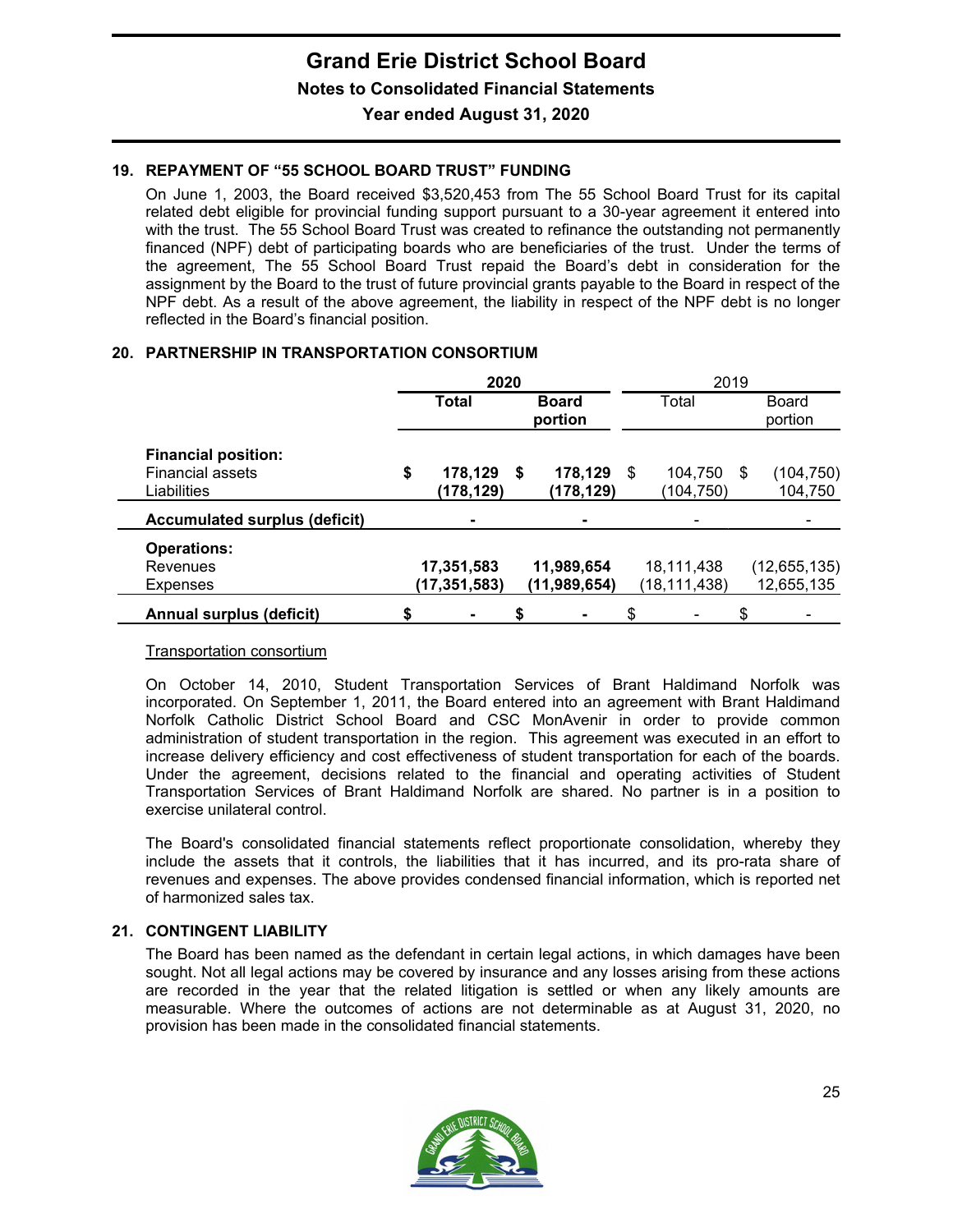## 19. REPAYMENT OF "55 SCHOOL BOARD TRUST" FUNDING

On June 1, 2003, the Board received $3,520,453 from The 55 School Board Trust for its capital related debt eligible for provincial funding support pursuant to a 30-year agreement it entered into with the trust. The 55 School Board Trust was created to refinance the outstanding not permanently financed (NPF) debt of participating boards who are beneficiaries of the trust. Under the terms of the agreement, The 55 School Board Trust repaid the Board's debt in consideration for the assignment by the Board to the trust of future provincial grants payable to the Board in respect of the NPF debt. As a result of the above agreement, the liability in respect of the NPF debt is no longer reflected in the Board's financial position.

## 20. PARTNERSHIP IN TRANSPORTATION CONSORTIUM

| | **2020** | | 2019 | |
|---|---|---|---|---|
| | **Total** | **Board portion** | Total | Board portion |
| **Financial position:** | | | | |
| Financial assets | **$ 178,129** | **$ 178,129** | $ 104,750 | $ (104,750) |
| Liabilities | **(178,129)** | **(178,129)** | (104,750) | 104,750 |
| **Accumulated surplus (deficit)** | **-** | **-** | - | - |
| **Operations:** | | | | |
| Revenues | **17,351,583** | **11,989,654** | 18,111,438 | (12,655,135) |
| Expenses | **(17,351,583)** | **(11,989,654)** | (18,111,438) | 12,655,135 |
| **Annual surplus (deficit)** | **$ -** | **$ -** | $ - | $ - |

Transportation consortium

On October 14, 2010, Student Transportation Services of Brant Haldimand Norfolk was incorporated. On September 1, 2011, the Board entered into an agreement with Brant Haldimand Norfolk Catholic District School Board and CSC MonAvenir in order to provide common administration of student transportation in the region. This agreement was executed in an effort to increase delivery efficiency and cost effectiveness of student transportation for each of the boards. Under the agreement, decisions related to the financial and operating activities of Student Transportation Services of Brant Haldimand Norfolk are shared. No partner is in a position to exercise unilateral control.

The Board's consolidated financial statements reflect proportionate consolidation, whereby they include the assets that it controls, the liabilities that it has incurred, and its pro-rata share of revenues and expenses. The above provides condensed financial information, which is reported net of harmonized sales tax.

## 21. CONTINGENT LIABILITY

The Board has been named as the defendant in certain legal actions, in which damages have been sought. Not all legal actions may be covered by insurance and any losses arising from these actions are recorded in the year that the related litigation is settled or when any likely amounts are measurable. Where the outcomes of actions are not determinable as at August 31, 2020, no provision has been made in the consolidated financial statements.